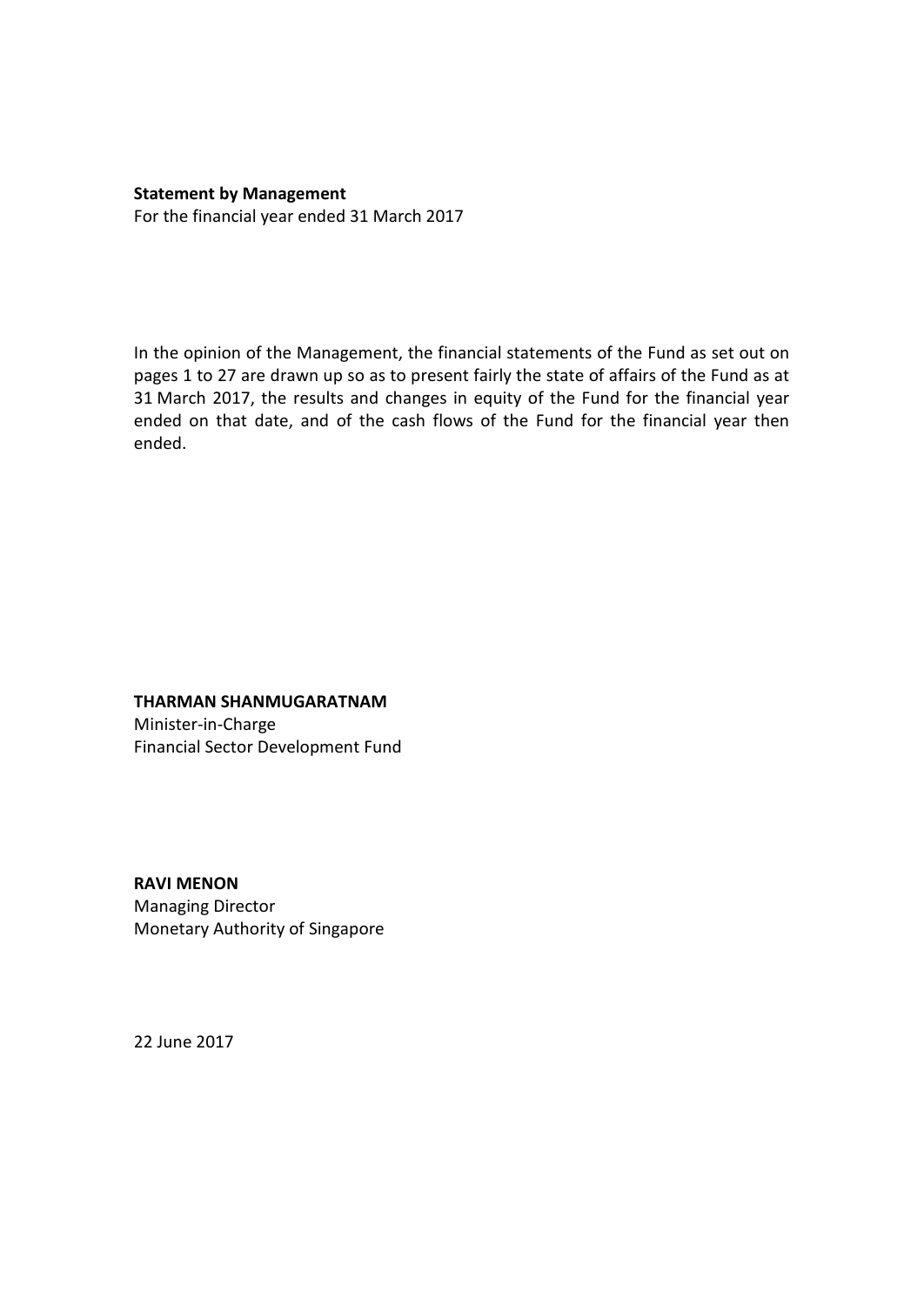**Statement by Management**

For the financial year ended 31 March 2017

In the opinion of the Management, the financial statements of the Fund as set out on pages 1 to 27 are drawn up so as to present fairly the state of affairs of the Fund as at 31 March 2017, the results and changes in equity of the Fund for the financial year ended on that date, and of the cash flows of the Fund for the financial year then ended.

**THARMAN SHANMUGARATNAM**

Minister-in-Charge

Financial Sector Development Fund

**RAVI MENON**

Managing Director

Monetary Authority of Singapore

22 June 2017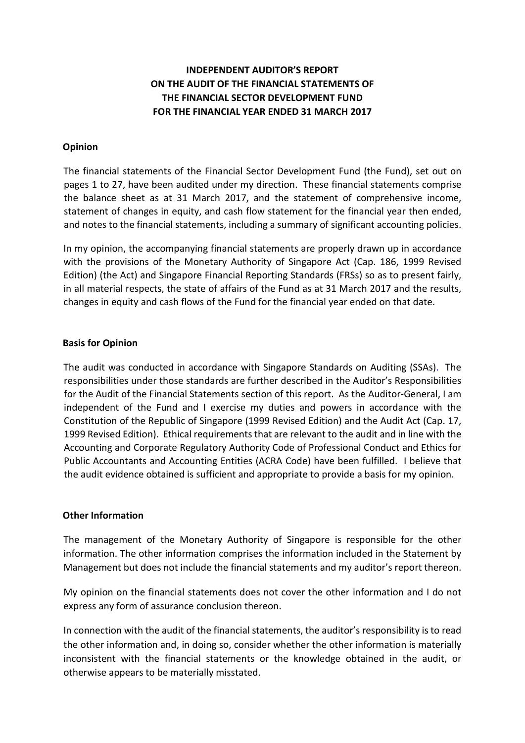# INDEPENDENT AUDITOR'S REPORT ON THE AUDIT OF THE FINANCIAL STATEMENTS OF THE FINANCIAL SECTOR DEVELOPMENT FUND FOR THE FINANCIAL YEAR ENDED 31 MARCH 2017

## Opinion

The financial statements of the Financial Sector Development Fund (the Fund), set out on pages 1 to 27, have been audited under my direction. These financial statements comprise the balance sheet as at 31 March 2017, and the statement of comprehensive income, statement of changes in equity, and cash flow statement for the financial year then ended, and notes to the financial statements, including a summary of significant accounting policies.

In my opinion, the accompanying financial statements are properly drawn up in accordance with the provisions of the Monetary Authority of Singapore Act (Cap. 186, 1999 Revised Edition) (the Act) and Singapore Financial Reporting Standards (FRSs) so as to present fairly, in all material respects, the state of affairs of the Fund as at 31 March 2017 and the results, changes in equity and cash flows of the Fund for the financial year ended on that date.

## Basis for Opinion

The audit was conducted in accordance with Singapore Standards on Auditing (SSAs). The responsibilities under those standards are further described in the Auditor's Responsibilities for the Audit of the Financial Statements section of this report. As the Auditor-General, I am independent of the Fund and I exercise my duties and powers in accordance with the Constitution of the Republic of Singapore (1999 Revised Edition) and the Audit Act (Cap. 17, 1999 Revised Edition). Ethical requirements that are relevant to the audit and in line with the Accounting and Corporate Regulatory Authority Code of Professional Conduct and Ethics for Public Accountants and Accounting Entities (ACRA Code) have been fulfilled. I believe that the audit evidence obtained is sufficient and appropriate to provide a basis for my opinion.

## Other Information

The management of the Monetary Authority of Singapore is responsible for the other information. The other information comprises the information included in the Statement by Management but does not include the financial statements and my auditor's report thereon.

My opinion on the financial statements does not cover the other information and I do not express any form of assurance conclusion thereon.

In connection with the audit of the financial statements, the auditor's responsibility is to read the other information and, in doing so, consider whether the other information is materially inconsistent with the financial statements or the knowledge obtained in the audit, or otherwise appears to be materially misstated.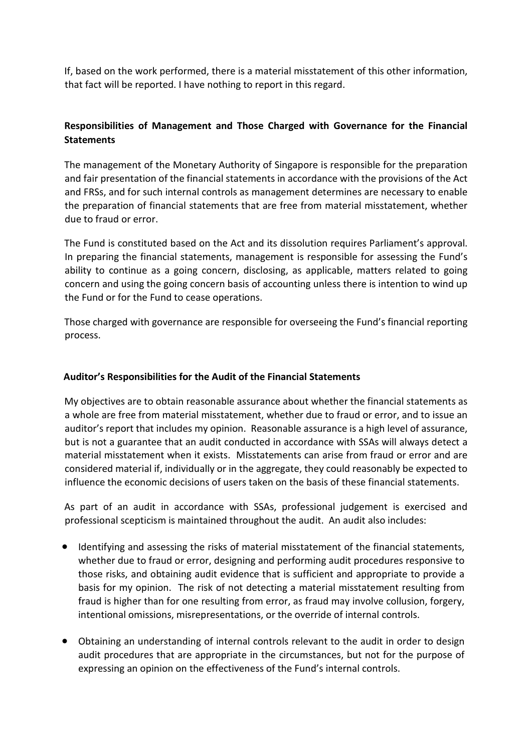If, based on the work performed, there is a material misstatement of this other information, that fact will be reported. I have nothing to report in this regard.

### Responsibilities of Management and Those Charged with Governance for the Financial Statements

The management of the Monetary Authority of Singapore is responsible for the preparation and fair presentation of the financial statements in accordance with the provisions of the Act and FRSs, and for such internal controls as management determines are necessary to enable the preparation of financial statements that are free from material misstatement, whether due to fraud or error.

The Fund is constituted based on the Act and its dissolution requires Parliament's approval. In preparing the financial statements, management is responsible for assessing the Fund's ability to continue as a going concern, disclosing, as applicable, matters related to going concern and using the going concern basis of accounting unless there is intention to wind up the Fund or for the Fund to cease operations.

Those charged with governance are responsible for overseeing the Fund's financial reporting process.

### Auditor's Responsibilities for the Audit of the Financial Statements

My objectives are to obtain reasonable assurance about whether the financial statements as a whole are free from material misstatement, whether due to fraud or error, and to issue an auditor's report that includes my opinion. Reasonable assurance is a high level of assurance, but is not a guarantee that an audit conducted in accordance with SSAs will always detect a material misstatement when it exists. Misstatements can arise from fraud or error and are considered material if, individually or in the aggregate, they could reasonably be expected to influence the economic decisions of users taken on the basis of these financial statements.

As part of an audit in accordance with SSAs, professional judgement is exercised and professional scepticism is maintained throughout the audit. An audit also includes:

- Identifying and assessing the risks of material misstatement of the financial statements, whether due to fraud or error, designing and performing audit procedures responsive to those risks, and obtaining audit evidence that is sufficient and appropriate to provide a basis for my opinion. The risk of not detecting a material misstatement resulting from fraud is higher than for one resulting from error, as fraud may involve collusion, forgery, intentional omissions, misrepresentations, or the override of internal controls.

- Obtaining an understanding of internal controls relevant to the audit in order to design audit procedures that are appropriate in the circumstances, but not for the purpose of expressing an opinion on the effectiveness of the Fund's internal controls.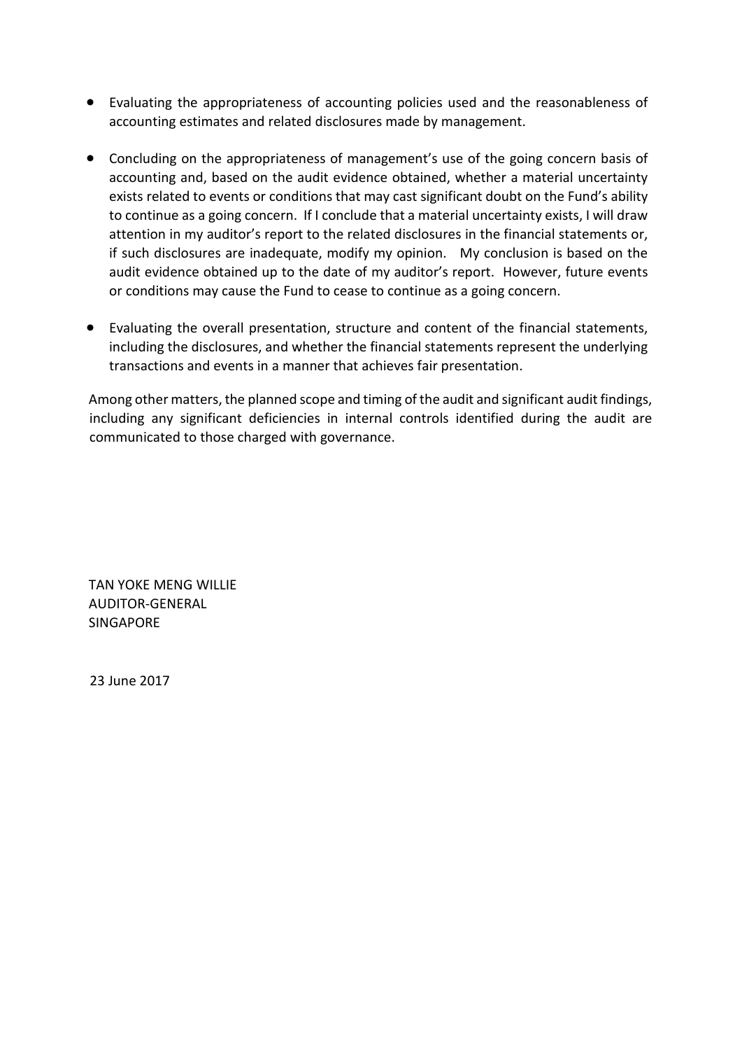- Evaluating the appropriateness of accounting policies used and the reasonableness of accounting estimates and related disclosures made by management.

- Concluding on the appropriateness of management's use of the going concern basis of accounting and, based on the audit evidence obtained, whether a material uncertainty exists related to events or conditions that may cast significant doubt on the Fund's ability to continue as a going concern. If I conclude that a material uncertainty exists, I will draw attention in my auditor's report to the related disclosures in the financial statements or, if such disclosures are inadequate, modify my opinion. My conclusion is based on the audit evidence obtained up to the date of my auditor's report. However, future events or conditions may cause the Fund to cease to continue as a going concern.

- Evaluating the overall presentation, structure and content of the financial statements, including the disclosures, and whether the financial statements represent the underlying transactions and events in a manner that achieves fair presentation.

Among other matters, the planned scope and timing of the audit and significant audit findings, including any significant deficiencies in internal controls identified during the audit are communicated to those charged with governance.

TAN YOKE MENG WILLIE
AUDITOR-GENERAL
SINGAPORE

23 June 2017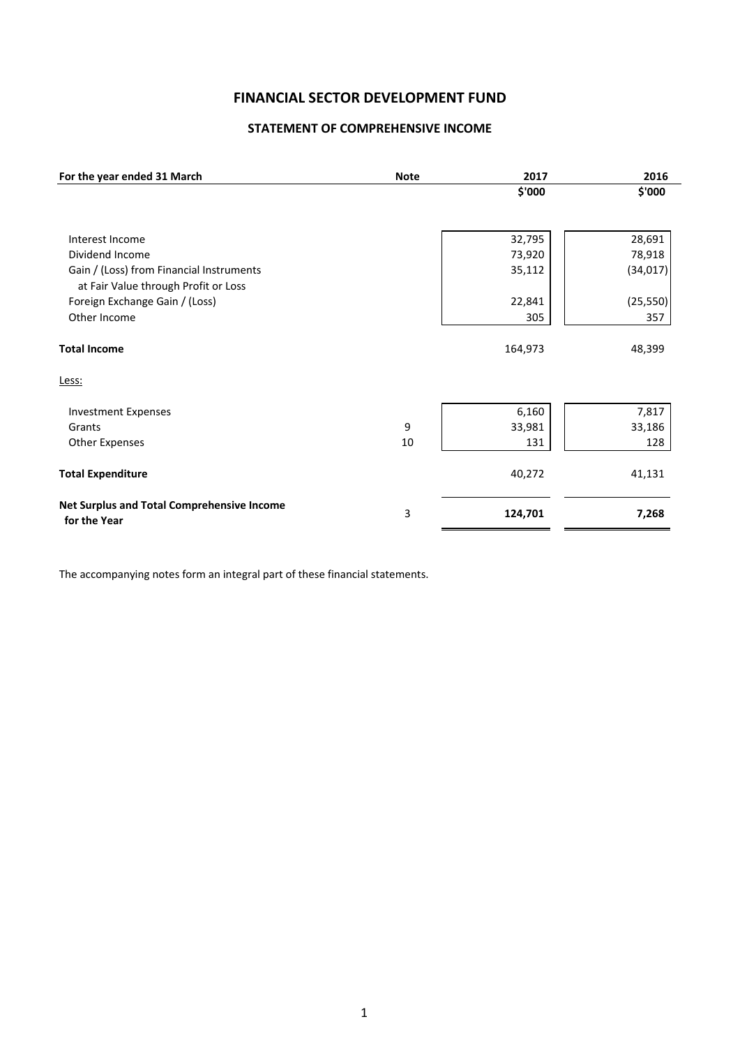# FINANCIAL SECTOR DEVELOPMENT FUND

## STATEMENT OF COMPREHENSIVE INCOME

| For the year ended 31 March | Note | 2017 | 2016 |
|---|---|---|---|
| | | $'000 | $'000 |
| Interest Income | | 32,795 | 28,691 |
| Dividend Income | | 73,920 | 78,918 |
| Gain / (Loss) from Financial Instruments at Fair Value through Profit or Loss | | 35,112 | (34,017) |
| Foreign Exchange Gain / (Loss) | | 22,841 | (25,550) |
| Other Income | | 305 | 357 |
| **Total Income** | | 164,973 | 48,399 |
| Less: | | | |
| Investment Expenses | | 6,160 | 7,817 |
| Grants | 9 | 33,981 | 33,186 |
| Other Expenses | 10 | 131 | 128 |
| **Total Expenditure** | | 40,272 | 41,131 |
| **Net Surplus and Total Comprehensive Income for the Year** | 3 | **124,701** | **7,268** |

The accompanying notes form an integral part of these financial statements.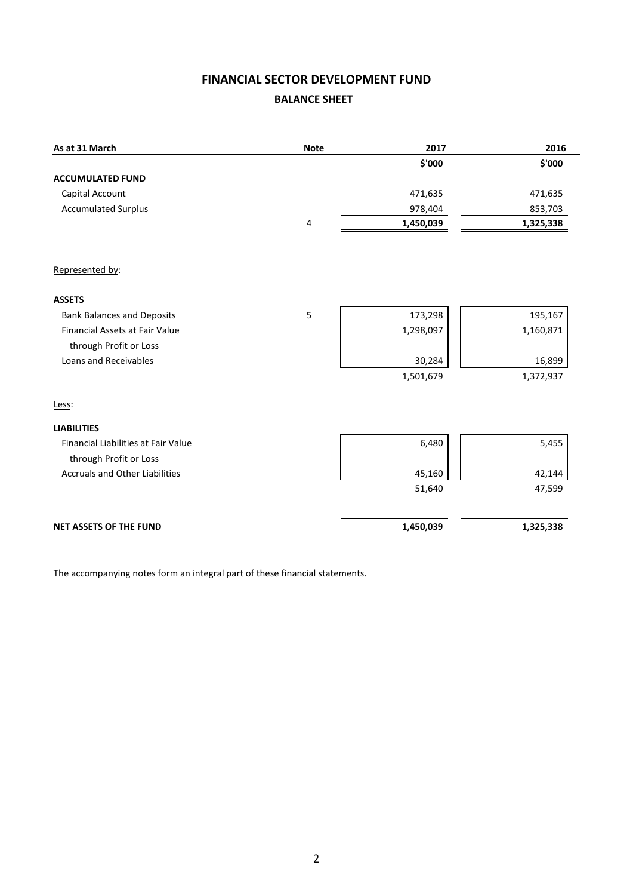# FINANCIAL SECTOR DEVELOPMENT FUND

## BALANCE SHEET

| As at 31 March | Note | 2017 | 2016 |
|---|---|---|---|
| | | $'000 | $'000 |
| **ACCUMULATED FUND** | | | |
| Capital Account | | 471,635 | 471,635 |
| Accumulated Surplus | | 978,404 | 853,703 |
| | 4 | **1,450,039** | **1,325,338** |
| | | | |
| Represented by: | | | |
| | | | |
| **ASSETS** | | | |
| Bank Balances and Deposits | 5 | 173,298 | 195,167 |
| Financial Assets at Fair Value through Profit or Loss | | 1,298,097 | 1,160,871 |
| Loans and Receivables | | 30,284 | 16,899 |
| | | 1,501,679 | 1,372,937 |
| | | | |
| Less: | | | |
| | | | |
| **LIABILITIES** | | | |
| Financial Liabilities at Fair Value through Profit or Loss | | 6,480 | 5,455 |
| Accruals and Other Liabilities | | 45,160 | 42,144 |
| | | 51,640 | 47,599 |
| | | | |
| **NET ASSETS OF THE FUND** | | **1,450,039** | **1,325,338** |

The accompanying notes form an integral part of these financial statements.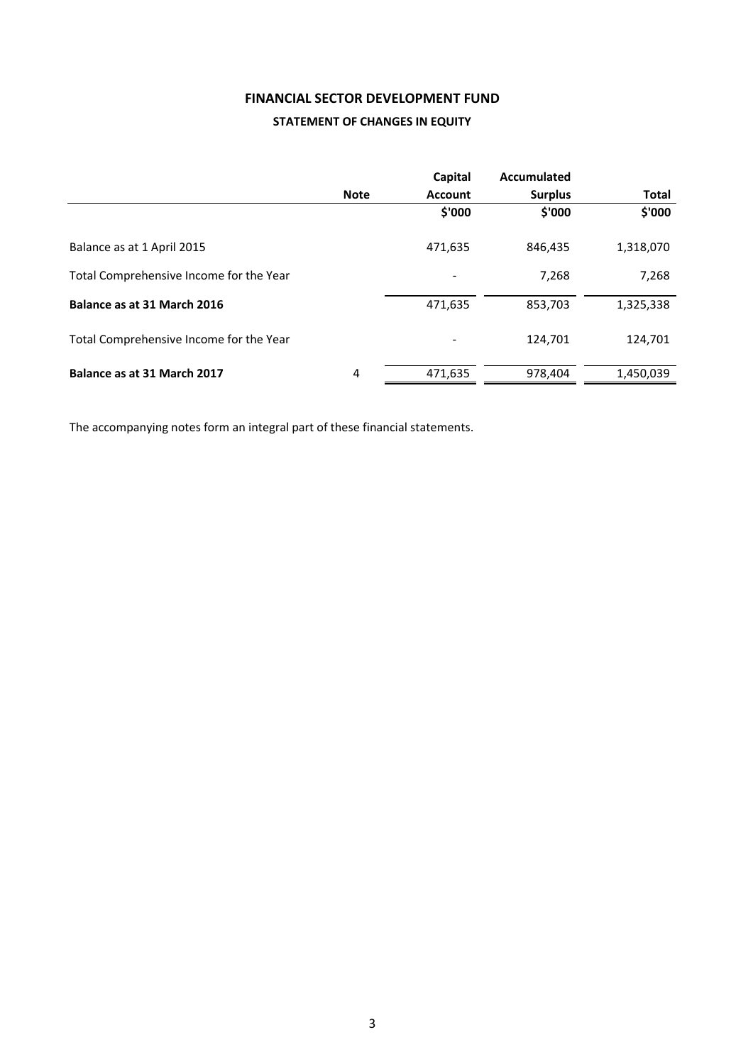# FINANCIAL SECTOR DEVELOPMENT FUND

## STATEMENT OF CHANGES IN EQUITY

| | Note | Capital Account | Accumulated Surplus | Total |
|---|---|---|---|---|
| | | $'000 | $'000 | $'000 |
| Balance as at 1 April 2015 | | 471,635 | 846,435 | 1,318,070 |
| Total Comprehensive Income for the Year | | - | 7,268 | 7,268 |
| **Balance as at 31 March 2016** | | 471,635 | 853,703 | 1,325,338 |
| Total Comprehensive Income for the Year | | - | 124,701 | 124,701 |
| **Balance as at 31 March 2017** | 4 | 471,635 | 978,404 | 1,450,039 |

The accompanying notes form an integral part of these financial statements.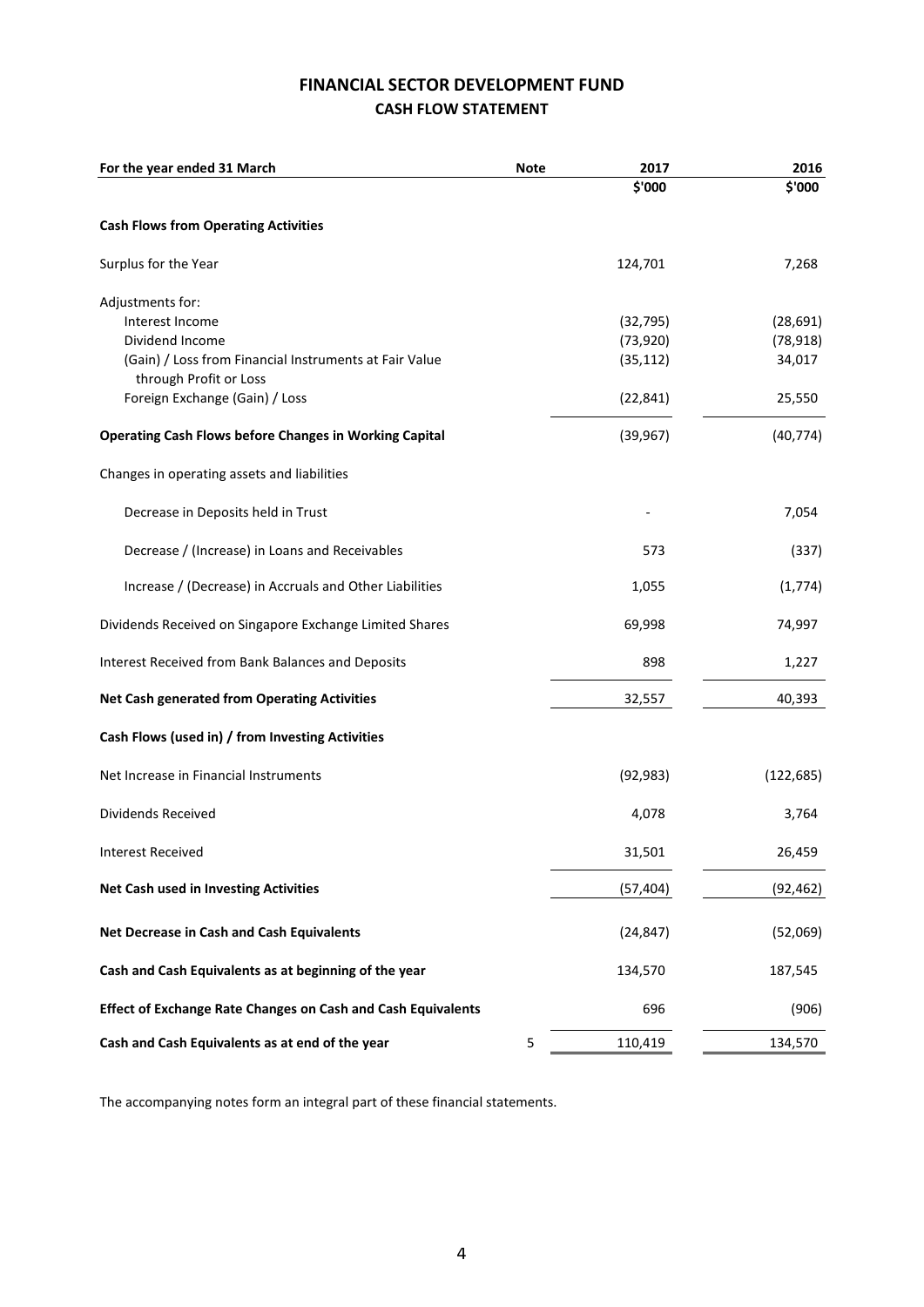# FINANCIAL SECTOR DEVELOPMENT FUND

## CASH FLOW STATEMENT

| For the year ended 31 March | Note | 2017 | 2016 |
|---|---|---|---|
| | | $'000 | $'000 |
| **Cash Flows from Operating Activities** | | | |
| Surplus for the Year | | 124,701 | 7,268 |
| Adjustments for: | | | |
| Interest Income | | (32,795) | (28,691) |
| Dividend Income | | (73,920) | (78,918) |
| (Gain) / Loss from Financial Instruments at Fair Value through Profit or Loss | | (35,112) | 34,017 |
| Foreign Exchange (Gain) / Loss | | (22,841) | 25,550 |
| **Operating Cash Flows before Changes in Working Capital** | | (39,967) | (40,774) |
| Changes in operating assets and liabilities | | | |
| Decrease in Deposits held in Trust | | - | 7,054 |
| Decrease / (Increase) in Loans and Receivables | | 573 | (337) |
| Increase / (Decrease) in Accruals and Other Liabilities | | 1,055 | (1,774) |
| Dividends Received on Singapore Exchange Limited Shares | | 69,998 | 74,997 |
| Interest Received from Bank Balances and Deposits | | 898 | 1,227 |
| **Net Cash generated from Operating Activities** | | 32,557 | 40,393 |
| **Cash Flows (used in) / from Investing Activities** | | | |
| Net Increase in Financial Instruments | | (92,983) | (122,685) |
| Dividends Received | | 4,078 | 3,764 |
| Interest Received | | 31,501 | 26,459 |
| **Net Cash used in Investing Activities** | | (57,404) | (92,462) |
| **Net Decrease in Cash and Cash Equivalents** | | (24,847) | (52,069) |
| **Cash and Cash Equivalents as at beginning of the year** | | 134,570 | 187,545 |
| **Effect of Exchange Rate Changes on Cash and Cash Equivalents** | | 696 | (906) |
| **Cash and Cash Equivalents as at end of the year** | 5 | 110,419 | 134,570 |

The accompanying notes form an integral part of these financial statements.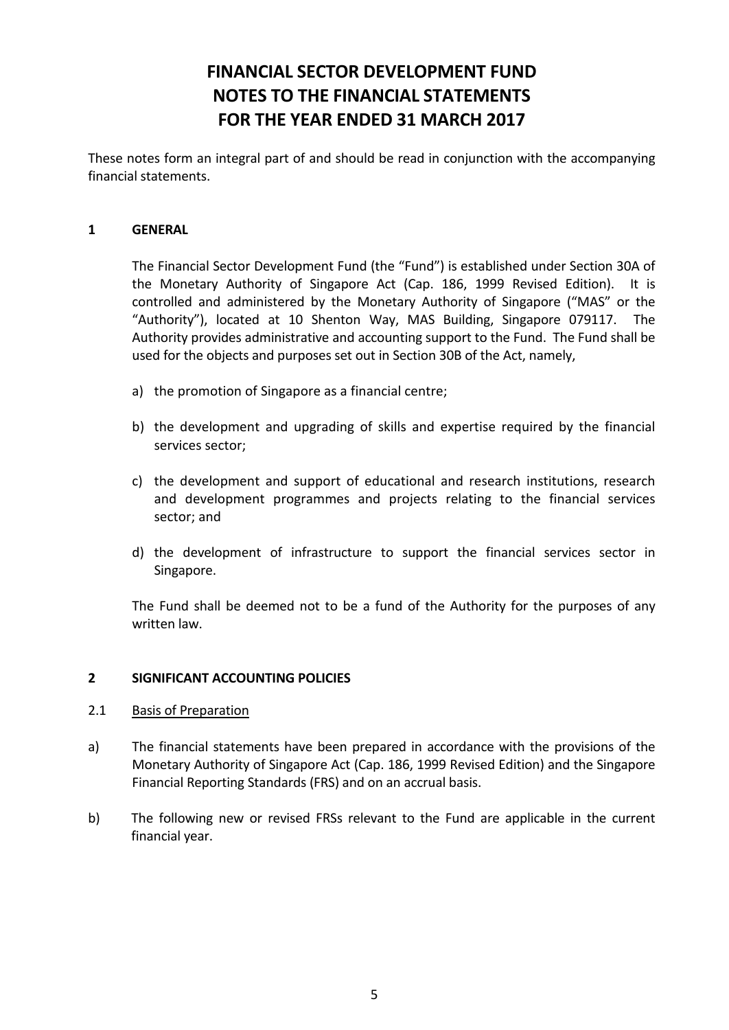# FINANCIAL SECTOR DEVELOPMENT FUND
# NOTES TO THE FINANCIAL STATEMENTS
# FOR THE YEAR ENDED 31 MARCH 2017

These notes form an integral part of and should be read in conjunction with the accompanying financial statements.

## 1 GENERAL

The Financial Sector Development Fund (the "Fund") is established under Section 30A of the Monetary Authority of Singapore Act (Cap. 186, 1999 Revised Edition). It is controlled and administered by the Monetary Authority of Singapore ("MAS" or the "Authority"), located at 10 Shenton Way, MAS Building, Singapore 079117. The Authority provides administrative and accounting support to the Fund. The Fund shall be used for the objects and purposes set out in Section 30B of the Act, namely,

a) the promotion of Singapore as a financial centre;

b) the development and upgrading of skills and expertise required by the financial services sector;

c) the development and support of educational and research institutions, research and development programmes and projects relating to the financial services sector; and

d) the development of infrastructure to support the financial services sector in Singapore.

The Fund shall be deemed not to be a fund of the Authority for the purposes of any written law.

## 2 SIGNIFICANT ACCOUNTING POLICIES

### 2.1 Basis of Preparation

a) The financial statements have been prepared in accordance with the provisions of the Monetary Authority of Singapore Act (Cap. 186, 1999 Revised Edition) and the Singapore Financial Reporting Standards (FRS) and on an accrual basis.

b) The following new or revised FRSs relevant to the Fund are applicable in the current financial year.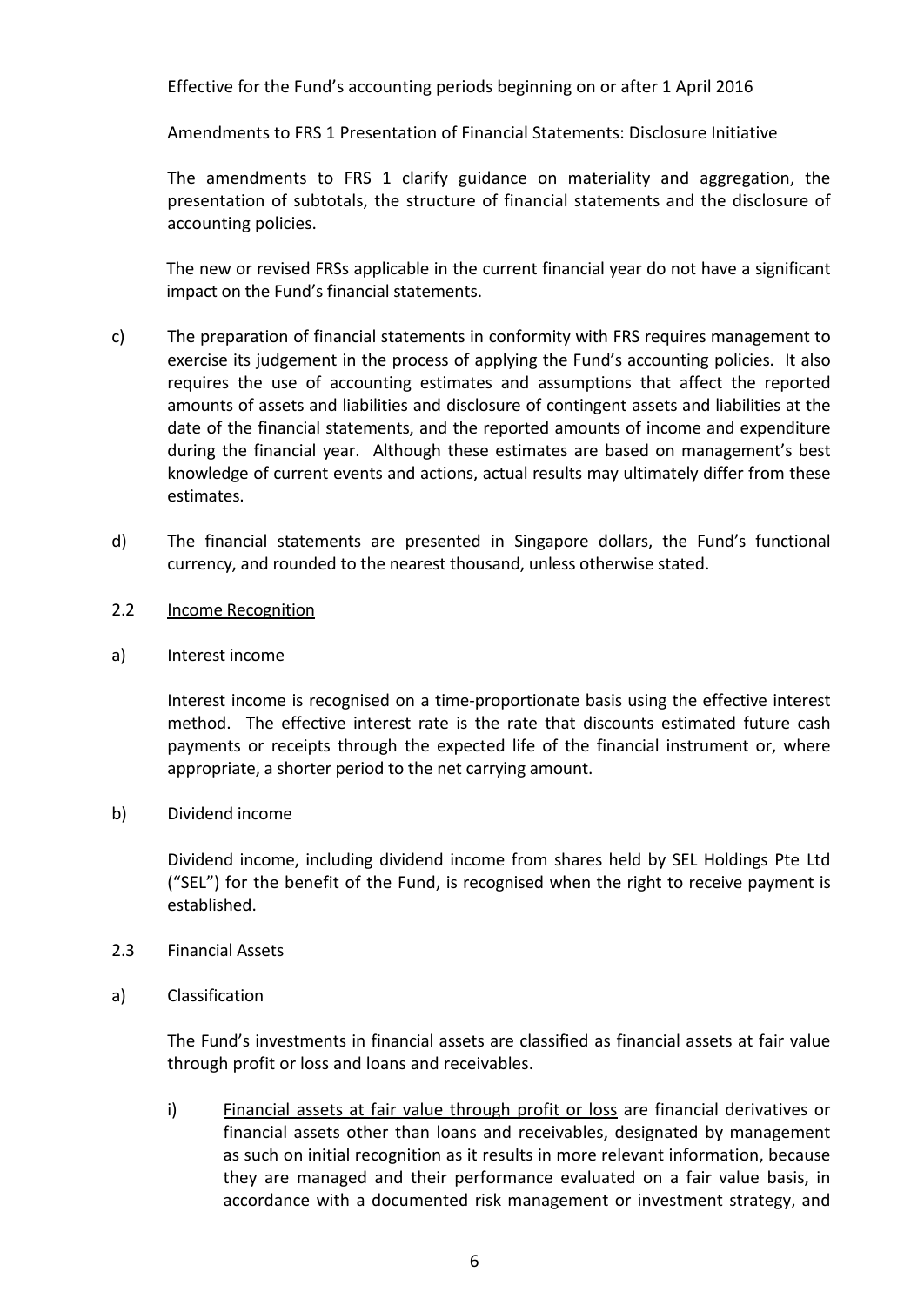Effective for the Fund's accounting periods beginning on or after 1 April 2016

Amendments to FRS 1 Presentation of Financial Statements: Disclosure Initiative

The amendments to FRS 1 clarify guidance on materiality and aggregation, the presentation of subtotals, the structure of financial statements and the disclosure of accounting policies.

The new or revised FRSs applicable in the current financial year do not have a significant impact on the Fund's financial statements.

c) The preparation of financial statements in conformity with FRS requires management to exercise its judgement in the process of applying the Fund's accounting policies. It also requires the use of accounting estimates and assumptions that affect the reported amounts of assets and liabilities and disclosure of contingent assets and liabilities at the date of the financial statements, and the reported amounts of income and expenditure during the financial year. Although these estimates are based on management's best knowledge of current events and actions, actual results may ultimately differ from these estimates.

d) The financial statements are presented in Singapore dollars, the Fund's functional currency, and rounded to the nearest thousand, unless otherwise stated.

## 2.2 Income Recognition

a) Interest income

Interest income is recognised on a time-proportionate basis using the effective interest method. The effective interest rate is the rate that discounts estimated future cash payments or receipts through the expected life of the financial instrument or, where appropriate, a shorter period to the net carrying amount.

b) Dividend income

Dividend income, including dividend income from shares held by SEL Holdings Pte Ltd ("SEL") for the benefit of the Fund, is recognised when the right to receive payment is established.

## 2.3 Financial Assets

a) Classification

The Fund's investments in financial assets are classified as financial assets at fair value through profit or loss and loans and receivables.

i) Financial assets at fair value through profit or loss are financial derivatives or financial assets other than loans and receivables, designated by management as such on initial recognition as it results in more relevant information, because they are managed and their performance evaluated on a fair value basis, in accordance with a documented risk management or investment strategy, and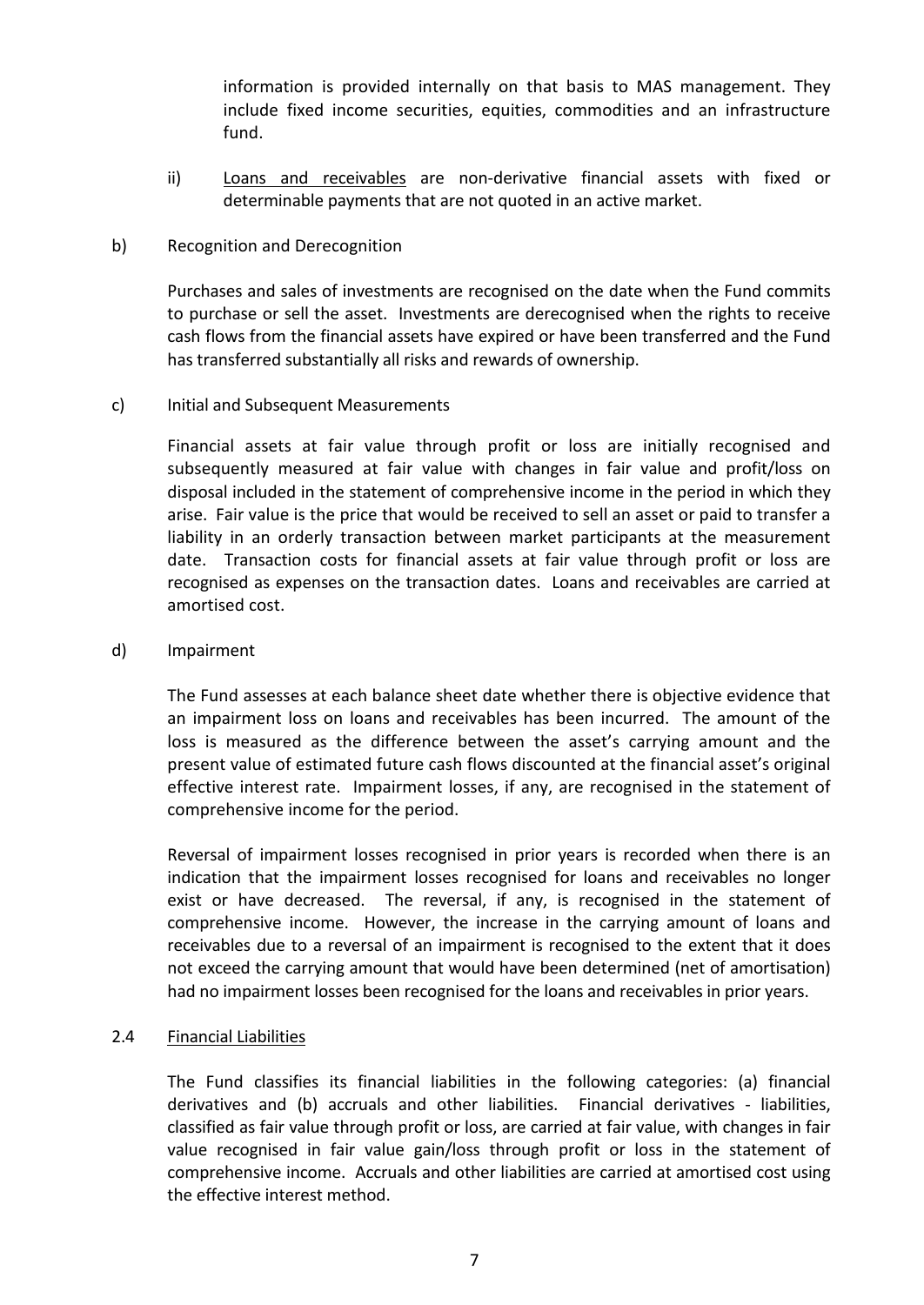information is provided internally on that basis to MAS management. They include fixed income securities, equities, commodities and an infrastructure fund.

ii) Loans and receivables are non-derivative financial assets with fixed or determinable payments that are not quoted in an active market.

b) Recognition and Derecognition

Purchases and sales of investments are recognised on the date when the Fund commits to purchase or sell the asset. Investments are derecognised when the rights to receive cash flows from the financial assets have expired or have been transferred and the Fund has transferred substantially all risks and rewards of ownership.

c) Initial and Subsequent Measurements

Financial assets at fair value through profit or loss are initially recognised and subsequently measured at fair value with changes in fair value and profit/loss on disposal included in the statement of comprehensive income in the period in which they arise. Fair value is the price that would be received to sell an asset or paid to transfer a liability in an orderly transaction between market participants at the measurement date. Transaction costs for financial assets at fair value through profit or loss are recognised as expenses on the transaction dates. Loans and receivables are carried at amortised cost.

d) Impairment

The Fund assesses at each balance sheet date whether there is objective evidence that an impairment loss on loans and receivables has been incurred. The amount of the loss is measured as the difference between the asset's carrying amount and the present value of estimated future cash flows discounted at the financial asset's original effective interest rate. Impairment losses, if any, are recognised in the statement of comprehensive income for the period.

Reversal of impairment losses recognised in prior years is recorded when there is an indication that the impairment losses recognised for loans and receivables no longer exist or have decreased. The reversal, if any, is recognised in the statement of comprehensive income. However, the increase in the carrying amount of loans and receivables due to a reversal of an impairment is recognised to the extent that it does not exceed the carrying amount that would have been determined (net of amortisation) had no impairment losses been recognised for the loans and receivables in prior years.

### 2.4 Financial Liabilities

The Fund classifies its financial liabilities in the following categories: (a) financial derivatives and (b) accruals and other liabilities. Financial derivatives - liabilities, classified as fair value through profit or loss, are carried at fair value, with changes in fair value recognised in fair value gain/loss through profit or loss in the statement of comprehensive income. Accruals and other liabilities are carried at amortised cost using the effective interest method.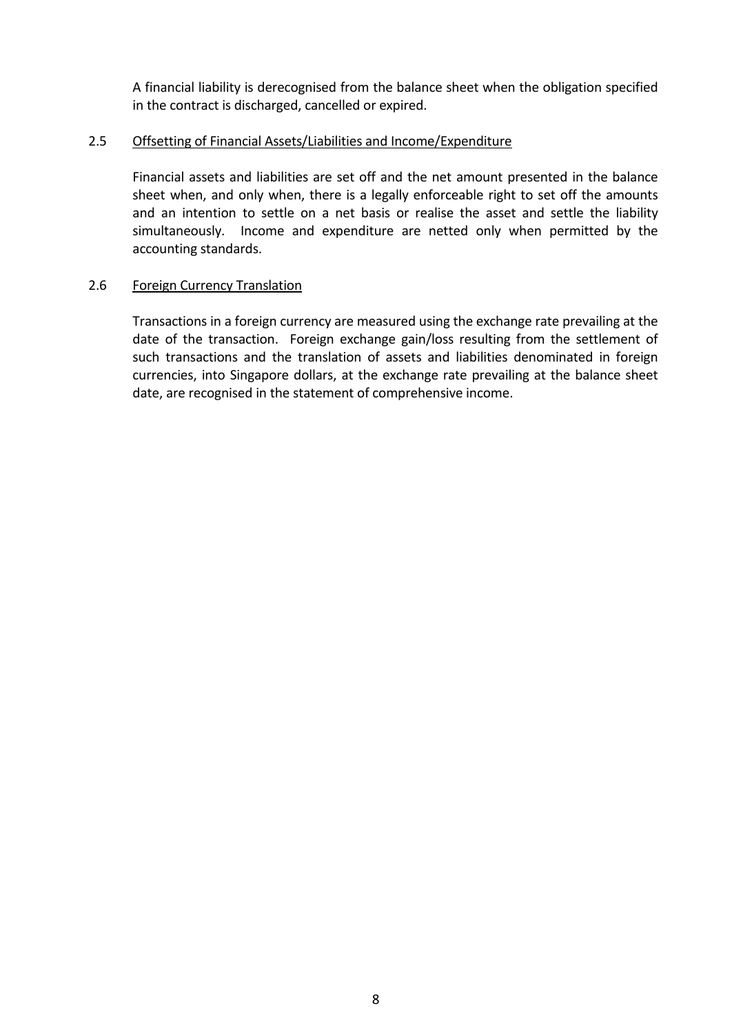A financial liability is derecognised from the balance sheet when the obligation specified in the contract is discharged, cancelled or expired.

### 2.5 Offsetting of Financial Assets/Liabilities and Income/Expenditure

Financial assets and liabilities are set off and the net amount presented in the balance sheet when, and only when, there is a legally enforceable right to set off the amounts and an intention to settle on a net basis or realise the asset and settle the liability simultaneously. Income and expenditure are netted only when permitted by the accounting standards.

### 2.6 Foreign Currency Translation

Transactions in a foreign currency are measured using the exchange rate prevailing at the date of the transaction. Foreign exchange gain/loss resulting from the settlement of such transactions and the translation of assets and liabilities denominated in foreign currencies, into Singapore dollars, at the exchange rate prevailing at the balance sheet date, are recognised in the statement of comprehensive income.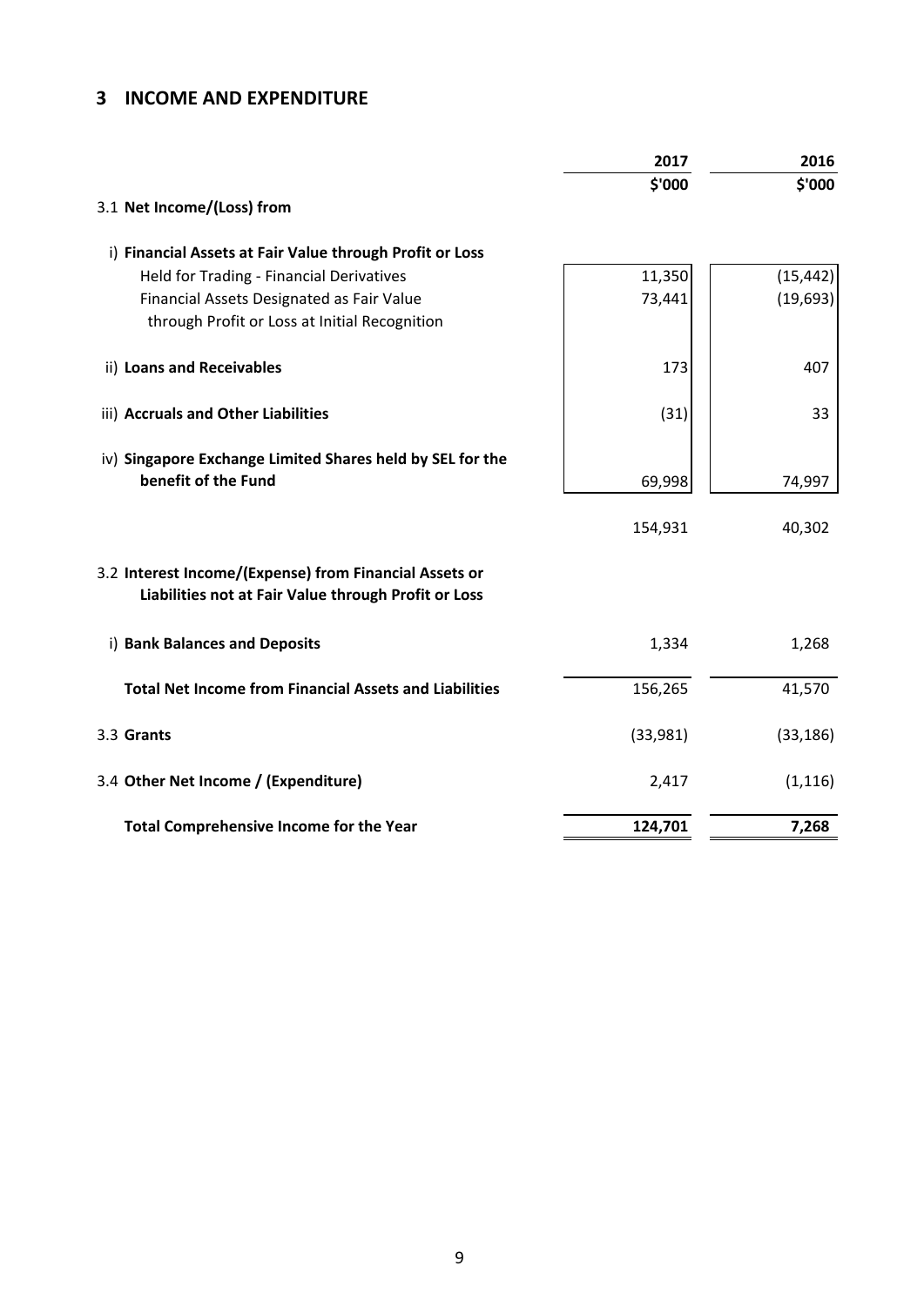## 3 INCOME AND EXPENDITURE

| | 2017 | 2016 |
|---|---|---|
| | $'000 | $'000 |
| 3.1 **Net Income/(Loss) from** | | |
| i) **Financial Assets at Fair Value through Profit or Loss** | | |
| Held for Trading - Financial Derivatives | 11,350 | (15,442) |
| Financial Assets Designated as Fair Value through Profit or Loss at Initial Recognition | 73,441 | (19,693) |
| ii) **Loans and Receivables** | 173 | 407 |
| iii) **Accruals and Other Liabilities** | (31) | 33 |
| iv) **Singapore Exchange Limited Shares held by SEL for the benefit of the Fund** | 69,998 | 74,997 |
| | 154,931 | 40,302 |
| 3.2 **Interest Income/(Expense) from Financial Assets or Liabilities not at Fair Value through Profit or Loss** | | |
| i) **Bank Balances and Deposits** | 1,334 | 1,268 |
| **Total Net Income from Financial Assets and Liabilities** | 156,265 | 41,570 |
| 3.3 **Grants** | (33,981) | (33,186) |
| 3.4 **Other Net Income / (Expenditure)** | 2,417 | (1,116) |
| **Total Comprehensive Income for the Year** | **124,701** | **7,268** |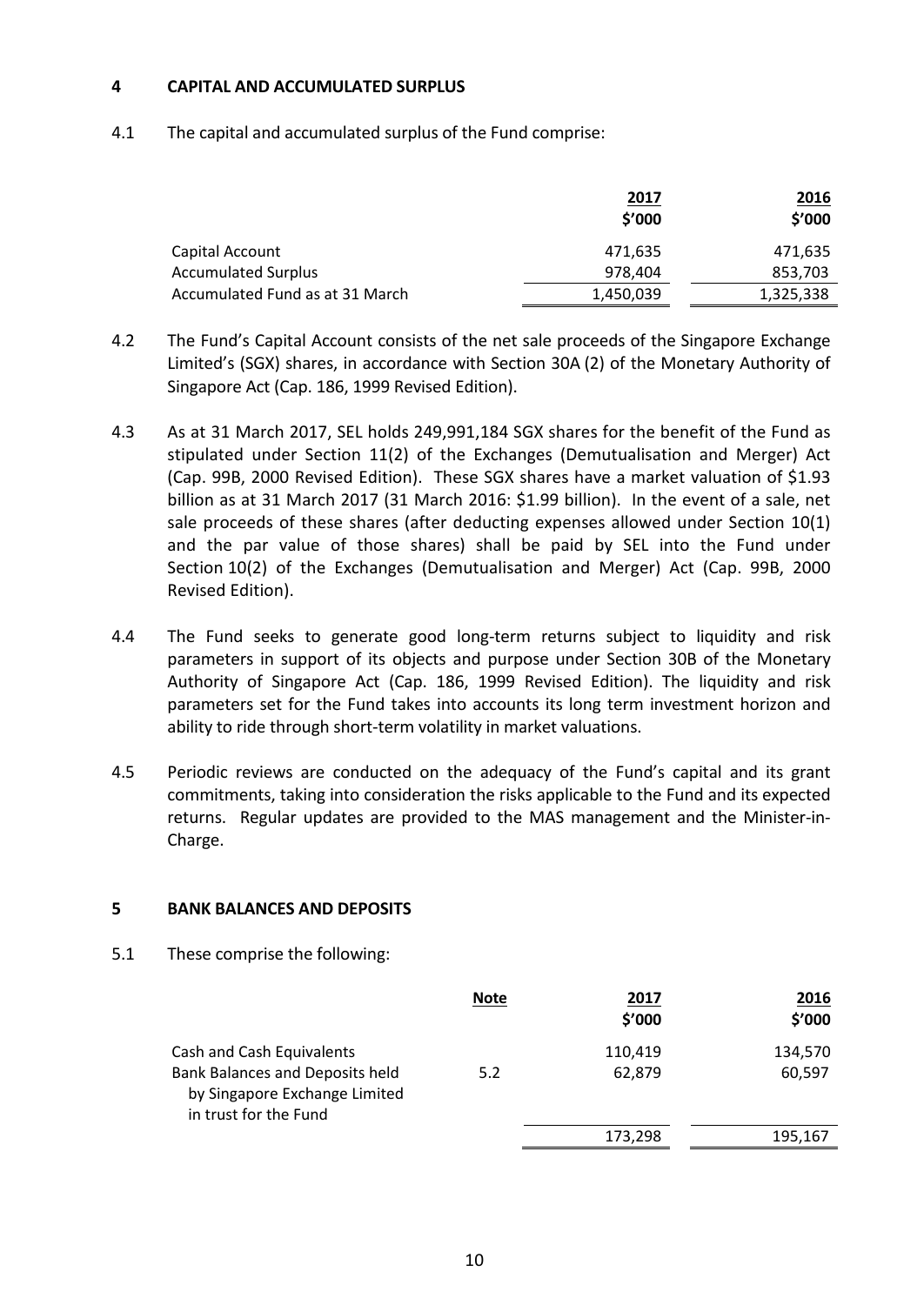## 4 CAPITAL AND ACCUMULATED SURPLUS

4.1 The capital and accumulated surplus of the Fund comprise:

| | 2017<br>$'000 | 2016<br>$'000 |
|---|---|---|
| Capital Account | 471,635 | 471,635 |
| Accumulated Surplus | 978,404 | 853,703 |
| Accumulated Fund as at 31 March | 1,450,039 | 1,325,338 |

4.2 The Fund's Capital Account consists of the net sale proceeds of the Singapore Exchange Limited's (SGX) shares, in accordance with Section 30A (2) of the Monetary Authority of Singapore Act (Cap. 186, 1999 Revised Edition).

4.3 As at 31 March 2017, SEL holds 249,991,184 SGX shares for the benefit of the Fund as stipulated under Section 11(2) of the Exchanges (Demutualisation and Merger) Act (Cap. 99B, 2000 Revised Edition). These SGX shares have a market valuation of $1.93 billion as at 31 March 2017 (31 March 2016: $1.99 billion). In the event of a sale, net sale proceeds of these shares (after deducting expenses allowed under Section 10(1) and the par value of those shares) shall be paid by SEL into the Fund under Section 10(2) of the Exchanges (Demutualisation and Merger) Act (Cap. 99B, 2000 Revised Edition).

4.4 The Fund seeks to generate good long-term returns subject to liquidity and risk parameters in support of its objects and purpose under Section 30B of the Monetary Authority of Singapore Act (Cap. 186, 1999 Revised Edition). The liquidity and risk parameters set for the Fund takes into accounts its long term investment horizon and ability to ride through short-term volatility in market valuations.

4.5 Periodic reviews are conducted on the adequacy of the Fund's capital and its grant commitments, taking into consideration the risks applicable to the Fund and its expected returns. Regular updates are provided to the MAS management and the Minister-in-Charge.

## 5 BANK BALANCES AND DEPOSITS

5.1 These comprise the following:

| | Note | 2017<br>$'000 | 2016<br>$'000 |
|---|---|---|---|
| Cash and Cash Equivalents | | 110,419 | 134,570 |
| Bank Balances and Deposits held by Singapore Exchange Limited in trust for the Fund | 5.2 | 62,879 | 60,597 |
| | | 173,298 | 195,167 |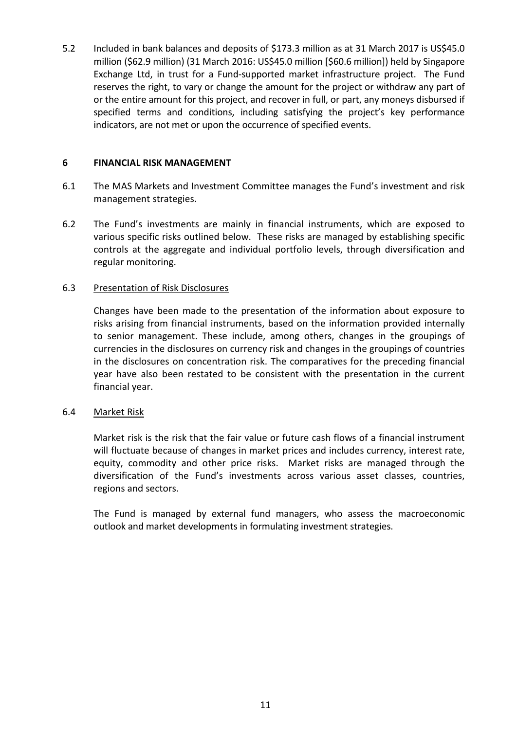5.2 Included in bank balances and deposits of $173.3 million as at 31 March 2017 is US$45.0 million ($62.9 million) (31 March 2016: US$45.0 million [$60.6 million]) held by Singapore Exchange Ltd, in trust for a Fund-supported market infrastructure project. The Fund reserves the right, to vary or change the amount for the project or withdraw any part of or the entire amount for this project, and recover in full, or part, any moneys disbursed if specified terms and conditions, including satisfying the project's key performance indicators, are not met or upon the occurrence of specified events.

## 6 FINANCIAL RISK MANAGEMENT

6.1 The MAS Markets and Investment Committee manages the Fund's investment and risk management strategies.

6.2 The Fund's investments are mainly in financial instruments, which are exposed to various specific risks outlined below. These risks are managed by establishing specific controls at the aggregate and individual portfolio levels, through diversification and regular monitoring.

6.3 Presentation of Risk Disclosures

Changes have been made to the presentation of the information about exposure to risks arising from financial instruments, based on the information provided internally to senior management. These include, among others, changes in the groupings of currencies in the disclosures on currency risk and changes in the groupings of countries in the disclosures on concentration risk. The comparatives for the preceding financial year have also been restated to be consistent with the presentation in the current financial year.

6.4 Market Risk

Market risk is the risk that the fair value or future cash flows of a financial instrument will fluctuate because of changes in market prices and includes currency, interest rate, equity, commodity and other price risks. Market risks are managed through the diversification of the Fund's investments across various asset classes, countries, regions and sectors.

The Fund is managed by external fund managers, who assess the macroeconomic outlook and market developments in formulating investment strategies.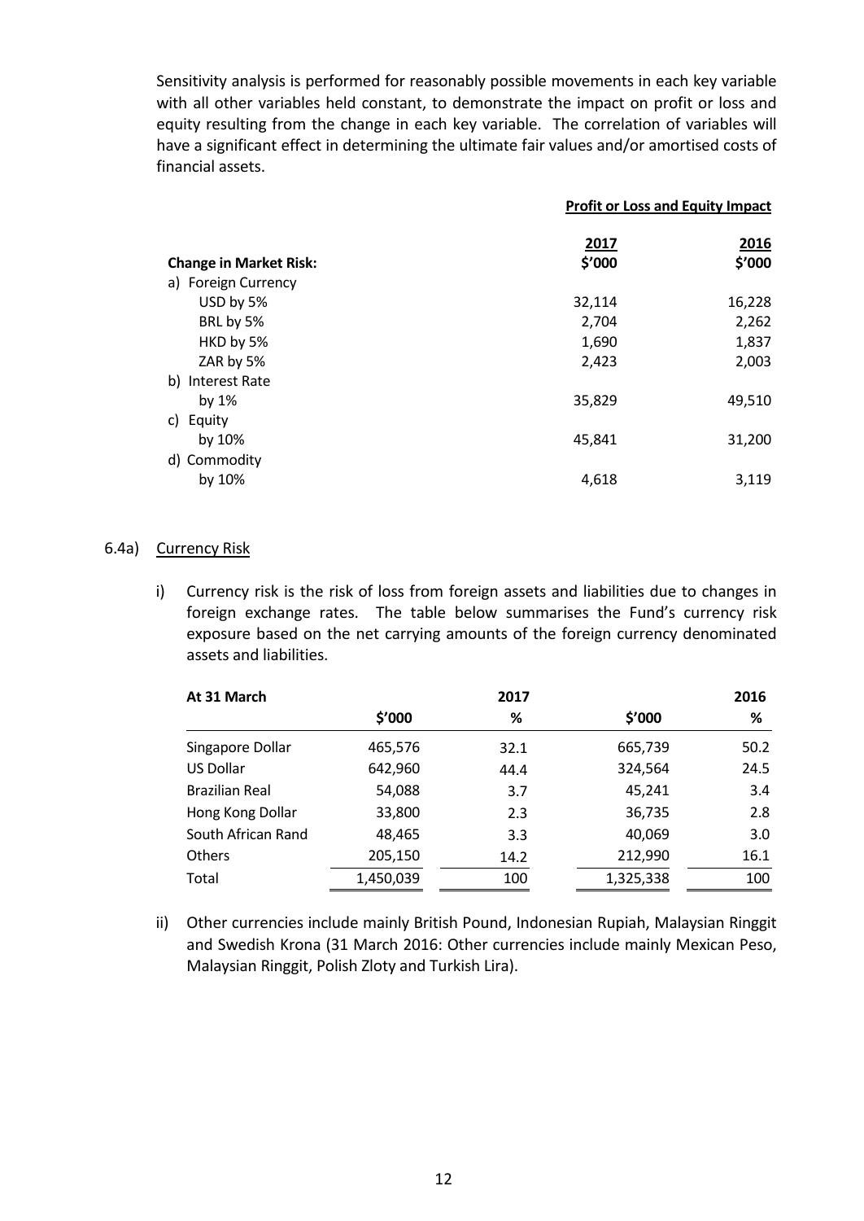Sensitivity analysis is performed for reasonably possible movements in each key variable with all other variables held constant, to demonstrate the impact on profit or loss and equity resulting from the change in each key variable. The correlation of variables will have a significant effect in determining the ultimate fair values and/or amortised costs of financial assets.

| | Profit or Loss and Equity Impact | |
|---|---|---|
| **Change in Market Risk:** | **2017** **$'000** | **2016** **$'000** |
| a) Foreign Currency | | |
| USD by 5% | 32,114 | 16,228 |
| BRL by 5% | 2,704 | 2,262 |
| HKD by 5% | 1,690 | 1,837 |
| ZAR by 5% | 2,423 | 2,003 |
| b) Interest Rate | | |
| by 1% | 35,829 | 49,510 |
| c) Equity | | |
| by 10% | 45,841 | 31,200 |
| d) Commodity | | |
| by 10% | 4,618 | 3,119 |

6.4a) Currency Risk

i) Currency risk is the risk of loss from foreign assets and liabilities due to changes in foreign exchange rates. The table below summarises the Fund's currency risk exposure based on the net carrying amounts of the foreign currency denominated assets and liabilities.

| At 31 March | | 2017 | | 2016 |
|---|---|---|---|---|
| | $'000 | % | $'000 | % |
| Singapore Dollar | 465,576 | 32.1 | 665,739 | 50.2 |
| US Dollar | 642,960 | 44.4 | 324,564 | 24.5 |
| Brazilian Real | 54,088 | 3.7 | 45,241 | 3.4 |
| Hong Kong Dollar | 33,800 | 2.3 | 36,735 | 2.8 |
| South African Rand | 48,465 | 3.3 | 40,069 | 3.0 |
| Others | 205,150 | 14.2 | 212,990 | 16.1 |
| Total | 1,450,039 | 100 | 1,325,338 | 100 |

ii) Other currencies include mainly British Pound, Indonesian Rupiah, Malaysian Ringgit and Swedish Krona (31 March 2016: Other currencies include mainly Mexican Peso, Malaysian Ringgit, Polish Zloty and Turkish Lira).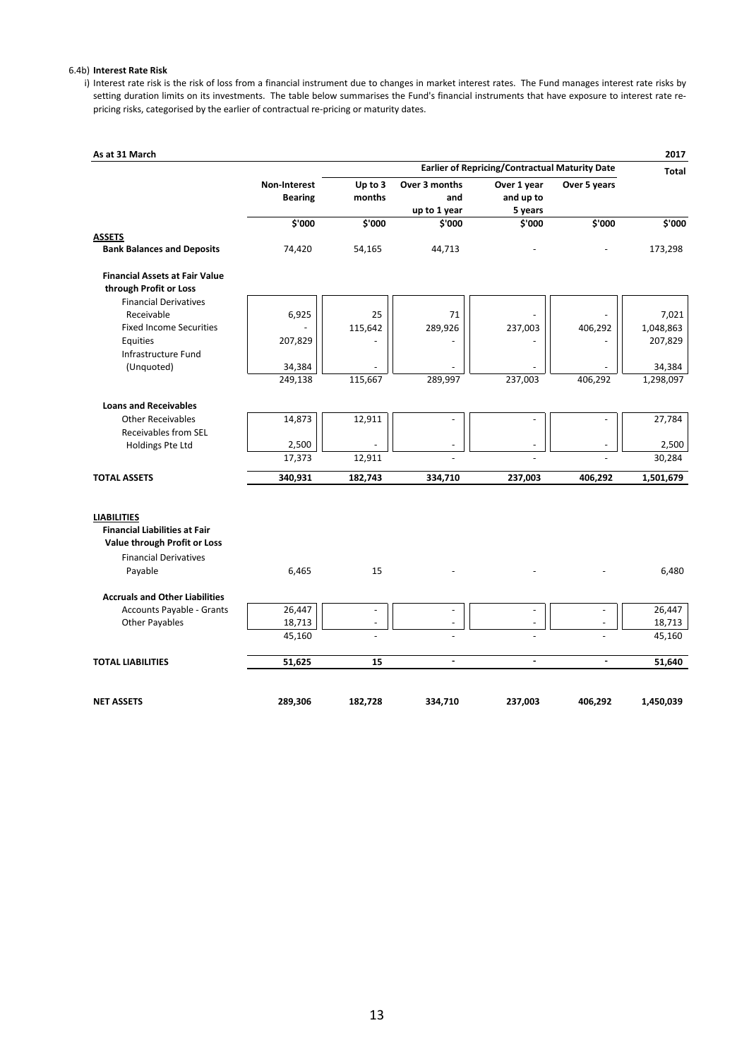6.4b) **Interest Rate Risk**

i) Interest rate risk is the risk of loss from a financial instrument due to changes in market interest rates. The Fund manages interest rate risks by setting duration limits on its investments. The table below summarises the Fund's financial instruments that have exposure to interest rate re-pricing risks, categorised by the earlier of contractual re-pricing or maturity dates.

| **As at 31 March** | | | | | | **2017** |
|---|---|---|---|---|---|---|
| | | **Earlier of Repricing/Contractual Maturity Date** | | | | **Total** |
| | **Non-Interest Bearing** | **Up to 3 months** | **Over 3 months and up to 1 year** | **Over 1 year and up to 5 years** | **Over 5 years** | |
| | **$'000** | **$'000** | **$'000** | **$'000** | **$'000** | **$'000** |
| **ASSETS** | | | | | | |
| **Bank Balances and Deposits** | 74,420 | 54,165 | 44,713 | - | - | 173,298 |
| **Financial Assets at Fair Value through Profit or Loss** | | | | | | |
| Financial Derivatives Receivable | 6,925 | 25 | 71 | - | - | 7,021 |
| Fixed Income Securities | - | 115,642 | 289,926 | 237,003 | 406,292 | 1,048,863 |
| Equities | 207,829 | - | - | - | - | 207,829 |
| Infrastructure Fund (Unquoted) | 34,384 | - | - | - | - | 34,384 |
| | 249,138 | 115,667 | 289,997 | 237,003 | 406,292 | 1,298,097 |
| **Loans and Receivables** | | | | | | |
| Other Receivables | 14,873 | 12,911 | - | - | - | 27,784 |
| Receivables from SEL Holdings Pte Ltd | 2,500 | - | - | - | - | 2,500 |
| | 17,373 | 12,911 | - | - | - | 30,284 |
| **TOTAL ASSETS** | **340,931** | **182,743** | **334,710** | **237,003** | **406,292** | **1,501,679** |
| **LIABILITIES** | | | | | | |
| **Financial Liabilities at Fair Value through Profit or Loss** | | | | | | |
| Financial Derivatives Payable | 6,465 | 15 | - | - | - | 6,480 |
| **Accruals and Other Liabilities** | | | | | | |
| Accounts Payable - Grants | 26,447 | - | - | - | - | 26,447 |
| Other Payables | 18,713 | - | - | - | - | 18,713 |
| | 45,160 | - | - | - | - | 45,160 |
| **TOTAL LIABILITIES** | **51,625** | **15** | **-** | **-** | **-** | **51,640** |
| **NET ASSETS** | **289,306** | **182,728** | **334,710** | **237,003** | **406,292** | **1,450,039** |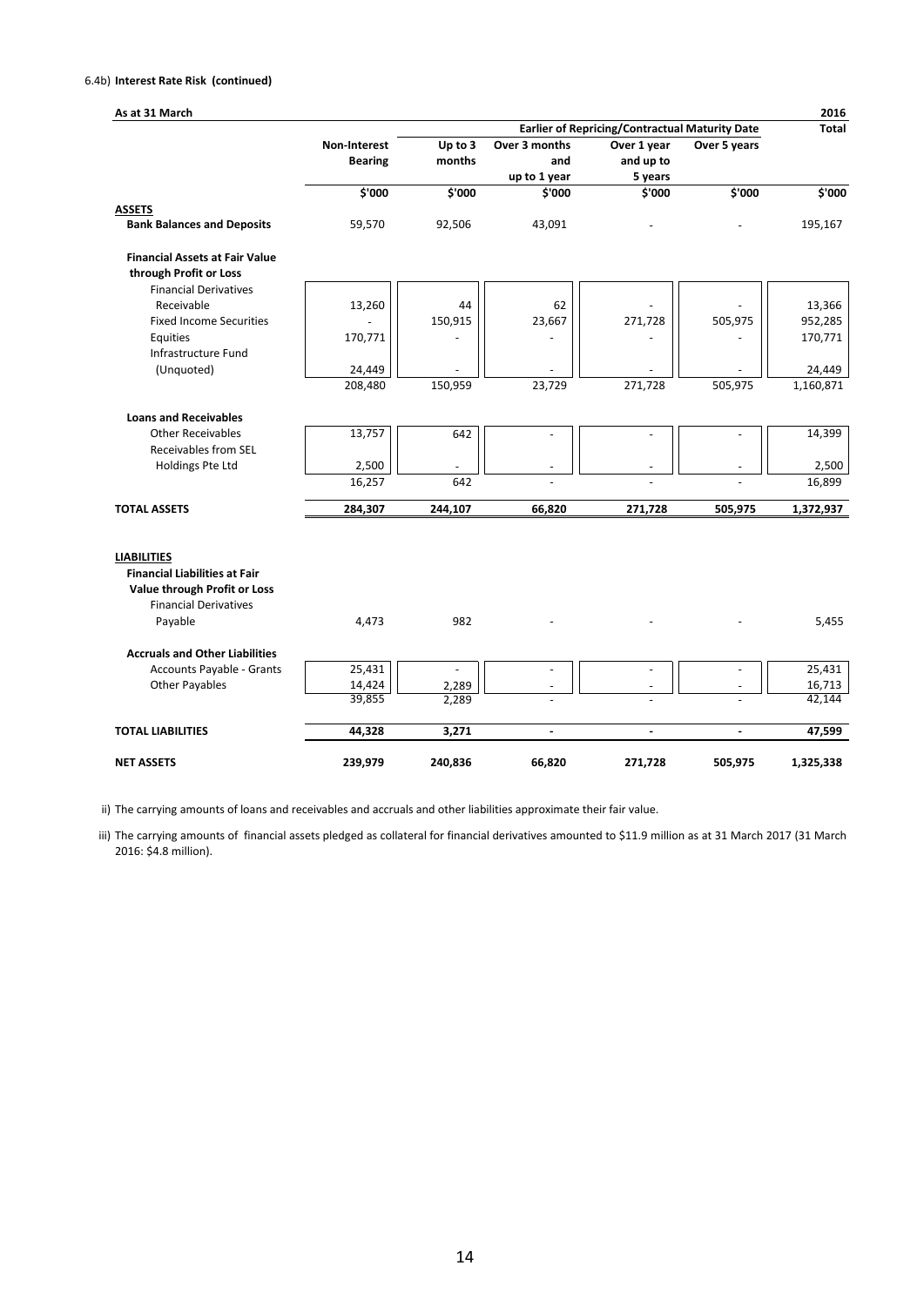6.4b) **Interest Rate Risk (continued)**

| As at 31 March | | | | | | 2016 |
|---|---|---|---|---|---|---|
| | | Earlier of Repricing/Contractual Maturity Date | | | | Total |
| | Non-Interest Bearing | Up to 3 months | Over 3 months and up to 1 year | Over 1 year and up to 5 years | Over 5 years | |
| | $'000 | $'000 | $'000 | $'000 | $'000 | $'000 |
| **ASSETS** | | | | | | |
| **Bank Balances and Deposits** | 59,570 | 92,506 | 43,091 | - | - | 195,167 |
| **Financial Assets at Fair Value through Profit or Loss** | | | | | | |
| Financial Derivatives Receivable | 13,260 | 44 | 62 | - | - | 13,366 |
| Fixed Income Securities | - | 150,915 | 23,667 | 271,728 | 505,975 | 952,285 |
| Equities | 170,771 | - | - | - | - | 170,771 |
| Infrastructure Fund (Unquoted) | 24,449 | - | - | - | - | 24,449 |
| | 208,480 | 150,959 | 23,729 | 271,728 | 505,975 | 1,160,871 |
| **Loans and Receivables** | | | | | | |
| Other Receivables | 13,757 | 642 | - | - | - | 14,399 |
| Receivables from SEL Holdings Pte Ltd | 2,500 | - | - | - | - | 2,500 |
| | 16,257 | 642 | - | - | - | 16,899 |
| **TOTAL ASSETS** | **284,307** | **244,107** | **66,820** | **271,728** | **505,975** | **1,372,937** |
| **LIABILITIES** | | | | | | |
| **Financial Liabilities at Fair Value through Profit or Loss** | | | | | | |
| Financial Derivatives Payable | 4,473 | 982 | - | - | - | 5,455 |
| **Accruals and Other Liabilities** | | | | | | |
| Accounts Payable - Grants | 25,431 | - | - | - | - | 25,431 |
| Other Payables | 14,424 | 2,289 | - | - | - | 16,713 |
| | 39,855 | 2,289 | - | - | - | 42,144 |
| **TOTAL LIABILITIES** | **44,328** | **3,271** | **-** | **-** | **-** | **47,599** |
| **NET ASSETS** | **239,979** | **240,836** | **66,820** | **271,728** | **505,975** | **1,325,338** |

ii) The carrying amounts of loans and receivables and accruals and other liabilities approximate their fair value.

iii) The carrying amounts of financial assets pledged as collateral for financial derivatives amounted to $11.9 million as at 31 March 2017 (31 March 2016: $4.8 million).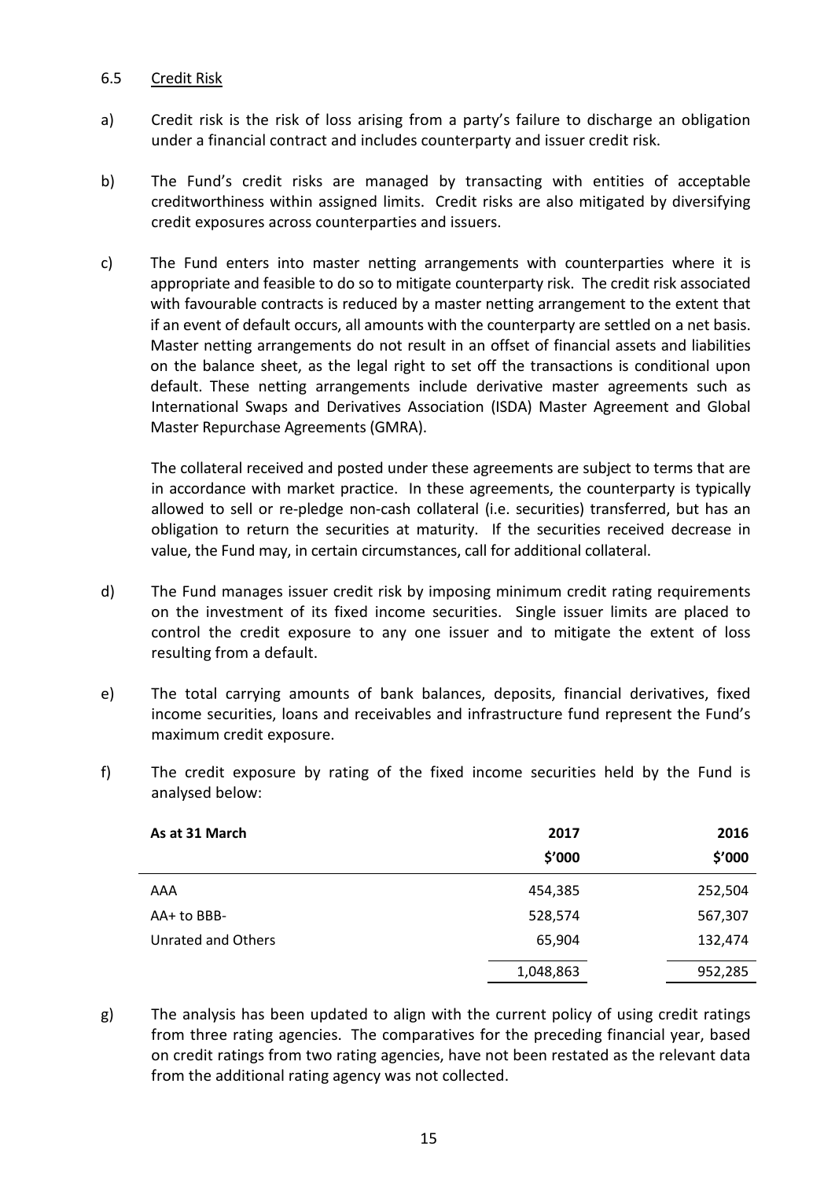## 6.5 Credit Risk

a) Credit risk is the risk of loss arising from a party's failure to discharge an obligation under a financial contract and includes counterparty and issuer credit risk.

b) The Fund's credit risks are managed by transacting with entities of acceptable creditworthiness within assigned limits. Credit risks are also mitigated by diversifying credit exposures across counterparties and issuers.

c) The Fund enters into master netting arrangements with counterparties where it is appropriate and feasible to do so to mitigate counterparty risk. The credit risk associated with favourable contracts is reduced by a master netting arrangement to the extent that if an event of default occurs, all amounts with the counterparty are settled on a net basis. Master netting arrangements do not result in an offset of financial assets and liabilities on the balance sheet, as the legal right to set off the transactions is conditional upon default. These netting arrangements include derivative master agreements such as International Swaps and Derivatives Association (ISDA) Master Agreement and Global Master Repurchase Agreements (GMRA).

   The collateral received and posted under these agreements are subject to terms that are in accordance with market practice. In these agreements, the counterparty is typically allowed to sell or re-pledge non-cash collateral (i.e. securities) transferred, but has an obligation to return the securities at maturity. If the securities received decrease in value, the Fund may, in certain circumstances, call for additional collateral.

d) The Fund manages issuer credit risk by imposing minimum credit rating requirements on the investment of its fixed income securities. Single issuer limits are placed to control the credit exposure to any one issuer and to mitigate the extent of loss resulting from a default.

e) The total carrying amounts of bank balances, deposits, financial derivatives, fixed income securities, loans and receivables and infrastructure fund represent the Fund's maximum credit exposure.

f) The credit exposure by rating of the fixed income securities held by the Fund is analysed below:

| As at 31 March | 2017<br>$'000 | 2016<br>$'000 |
|---|---|---|
| AAA | 454,385 | 252,504 |
| AA+ to BBB- | 528,574 | 567,307 |
| Unrated and Others | 65,904 | 132,474 |
| | 1,048,863 | 952,285 |

g) The analysis has been updated to align with the current policy of using credit ratings from three rating agencies. The comparatives for the preceding financial year, based on credit ratings from two rating agencies, have not been restated as the relevant data from the additional rating agency was not collected.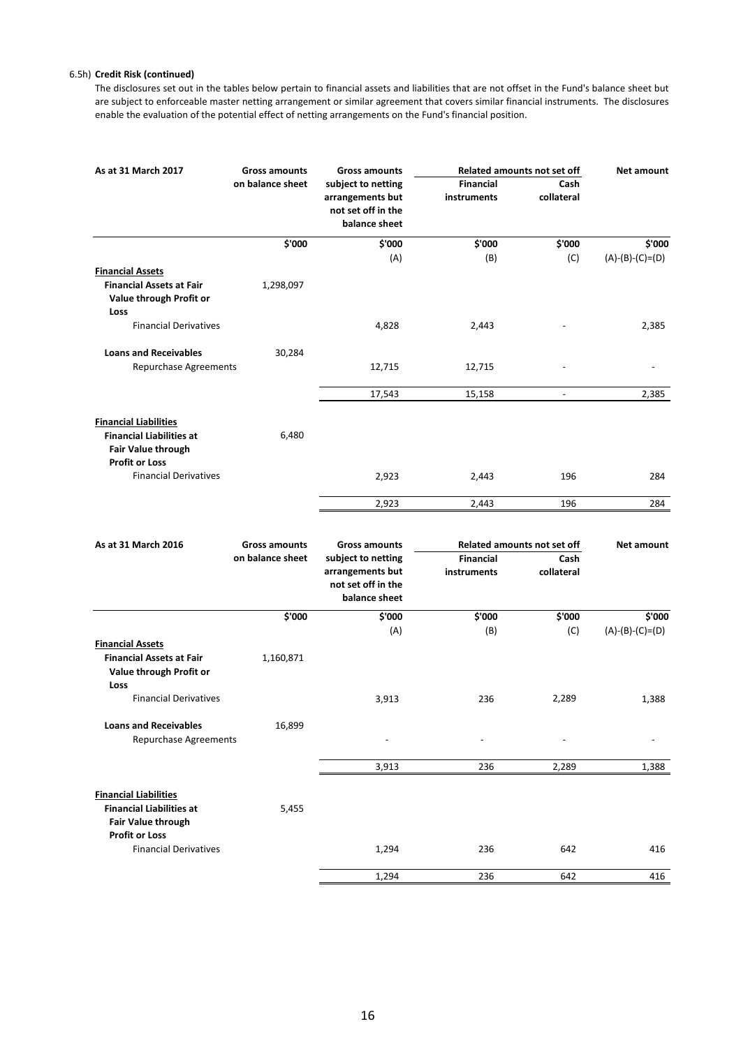6.5h) **Credit Risk (continued)**

The disclosures set out in the tables below pertain to financial assets and liabilities that are not offset in the Fund's balance sheet but are subject to enforceable master netting arrangement or similar agreement that covers similar financial instruments. The disclosures enable the evaluation of the potential effect of netting arrangements on the Fund's financial position.

| As at 31 March 2017 | Gross amounts on balance sheet | Gross amounts subject to netting arrangements but not set off in the balance sheet | Related amounts not set off | | Net amount |
|---|---|---|---|---|---|
| | | | Financial instruments | Cash collateral | |
| | $'000 | $'000 | $'000 | $'000 | $'000 |
| | | (A) | (B) | (C) | (A)-(B)-(C)=(D) |
| **Financial Assets** | | | | | |
| **Financial Assets at Fair Value through Profit or Loss** | 1,298,097 | | | | |
| Financial Derivatives | | 4,828 | 2,443 | - | 2,385 |
| **Loans and Receivables** | 30,284 | | | | |
| Repurchase Agreements | | 12,715 | 12,715 | - | - |
| | | 17,543 | 15,158 | - | 2,385 |
| **Financial Liabilities** | | | | | |
| **Financial Liabilities at Fair Value through Profit or Loss** | 6,480 | | | | |
| Financial Derivatives | | 2,923 | 2,443 | 196 | 284 |
| | | 2,923 | 2,443 | 196 | 284 |

| As at 31 March 2016 | Gross amounts on balance sheet | Gross amounts subject to netting arrangements but not set off in the balance sheet | Related amounts not set off | | Net amount |
|---|---|---|---|---|---|
| | | | Financial instruments | Cash collateral | |
| | $'000 | $'000 | $'000 | $'000 | $'000 |
| | | (A) | (B) | (C) | (A)-(B)-(C)=(D) |
| **Financial Assets** | | | | | |
| **Financial Assets at Fair Value through Profit or Loss** | 1,160,871 | | | | |
| Financial Derivatives | | 3,913 | 236 | 2,289 | 1,388 |
| **Loans and Receivables** | 16,899 | | | | |
| Repurchase Agreements | | - | - | - | - |
| | | 3,913 | 236 | 2,289 | 1,388 |
| **Financial Liabilities** | | | | | |
| **Financial Liabilities at Fair Value through Profit or Loss** | 5,455 | | | | |
| Financial Derivatives | | 1,294 | 236 | 642 | 416 |
| | | 1,294 | 236 | 642 | 416 |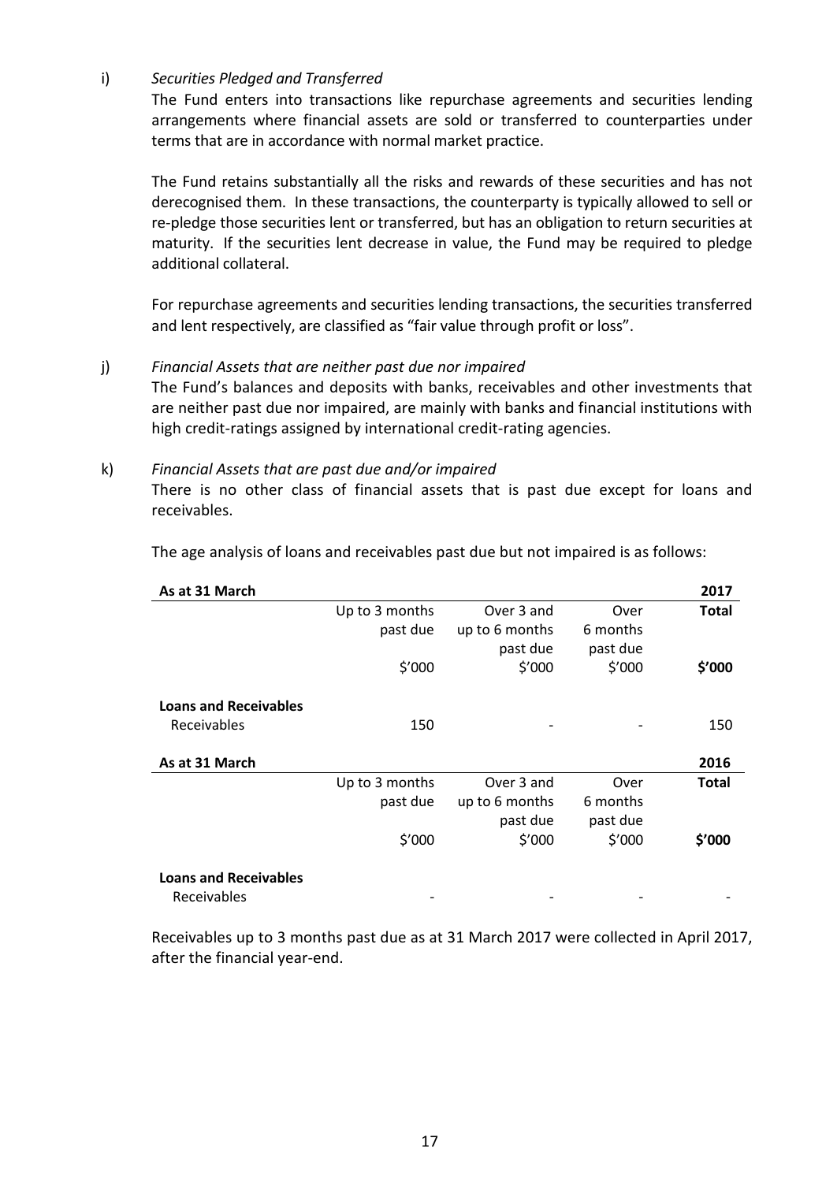i) *Securities Pledged and Transferred*

The Fund enters into transactions like repurchase agreements and securities lending arrangements where financial assets are sold or transferred to counterparties under terms that are in accordance with normal market practice.

The Fund retains substantially all the risks and rewards of these securities and has not derecognised them. In these transactions, the counterparty is typically allowed to sell or re-pledge those securities lent or transferred, but has an obligation to return securities at maturity. If the securities lent decrease in value, the Fund may be required to pledge additional collateral.

For repurchase agreements and securities lending transactions, the securities transferred and lent respectively, are classified as "fair value through profit or loss".

j) *Financial Assets that are neither past due nor impaired*

The Fund's balances and deposits with banks, receivables and other investments that are neither past due nor impaired, are mainly with banks and financial institutions with high credit-ratings assigned by international credit-rating agencies.

k) *Financial Assets that are past due and/or impaired*

There is no other class of financial assets that is past due except for loans and receivables.

The age analysis of loans and receivables past due but not impaired is as follows:

| **As at 31 March** | | | | **2017** |
|---|---|---|---|---|
| | Up to 3 months past due | Over 3 and up to 6 months past due | Over 6 months past due | **Total** |
| | $'000 | $'000 | $'000 | **$'000** |
| **Loans and Receivables** | | | | |
| Receivables | 150 | - | - | 150 |

| **As at 31 March** | | | | **2016** |
|---|---|---|---|---|
| | Up to 3 months past due | Over 3 and up to 6 months past due | Over 6 months past due | **Total** |
| | $'000 | $'000 | $'000 | **$'000** |
| **Loans and Receivables** | | | | |
| Receivables | - | - | - | - |

Receivables up to 3 months past due as at 31 March 2017 were collected in April 2017, after the financial year-end.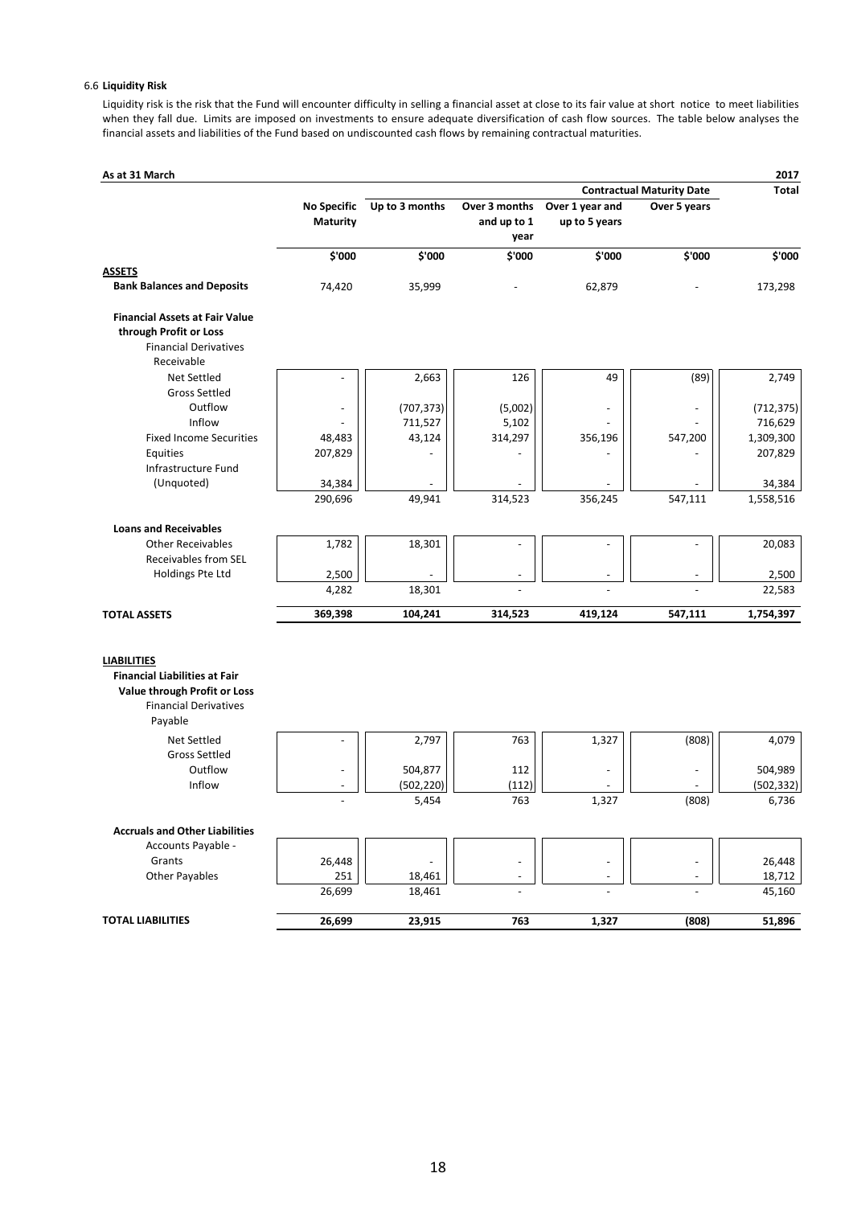6.6 **Liquidity Risk**

Liquidity risk is the risk that the Fund will encounter difficulty in selling a financial asset at close to its fair value at short notice to meet liabilities when they fall due. Limits are imposed on investments to ensure adequate diversification of cash flow sources. The table below analyses the financial assets and liabilities of the Fund based on undiscounted cash flows by remaining contractual maturities.

| As at 31 March | | | | Contractual Maturity Date | | 2017 Total |
|---|---|---|---|---|---|---|
| | No Specific Maturity | Up to 3 months | Over 3 months and up to 1 year | Over 1 year and up to 5 years | Over 5 years | |
| | $'000 | $'000 | $'000 | $'000 | $'000 | $'000 |
| **ASSETS** | | | | | | |
| **Bank Balances and Deposits** | 74,420 | 35,999 | - | 62,879 | - | 173,298 |
| **Financial Assets at Fair Value through Profit or Loss** | | | | | | |
| Financial Derivatives Receivable | | | | | | |
| Net Settled | - | 2,663 | 126 | 49 | (89) | 2,749 |
| Gross Settled | | | | | | |
| Outflow | - | (707,373) | (5,002) | - | - | (712,375) |
| Inflow | - | 711,527 | 5,102 | - | - | 716,629 |
| Fixed Income Securities | 48,483 | 43,124 | 314,297 | 356,196 | 547,200 | 1,309,300 |
| Equities | 207,829 | - | - | - | - | 207,829 |
| Infrastructure Fund (Unquoted) | 34,384 | - | - | - | - | 34,384 |
| | 290,696 | 49,941 | 314,523 | 356,245 | 547,111 | 1,558,516 |
| **Loans and Receivables** | | | | | | |
| Other Receivables | 1,782 | 18,301 | - | - | - | 20,083 |
| Receivables from SEL Holdings Pte Ltd | 2,500 | - | - | - | - | 2,500 |
| | 4,282 | 18,301 | - | - | - | 22,583 |
| **TOTAL ASSETS** | **369,398** | **104,241** | **314,523** | **419,124** | **547,111** | **1,754,397** |
| **LIABILITIES** | | | | | | |
| **Financial Liabilities at Fair Value through Profit or Loss** | | | | | | |
| Financial Derivatives Payable | | | | | | |
| Net Settled | - | 2,797 | 763 | 1,327 | (808) | 4,079 |
| Gross Settled | | | | | | |
| Outflow | - | 504,877 | 112 | - | - | 504,989 |
| Inflow | - | (502,220) | (112) | - | - | (502,332) |
| | - | 5,454 | 763 | 1,327 | (808) | 6,736 |
| **Accruals and Other Liabilities** | | | | | | |
| Accounts Payable - Grants | 26,448 | - | - | - | - | 26,448 |
| Other Payables | 251 | 18,461 | - | - | - | 18,712 |
| | 26,699 | 18,461 | - | - | - | 45,160 |
| **TOTAL LIABILITIES** | **26,699** | **23,915** | **763** | **1,327** | **(808)** | **51,896** |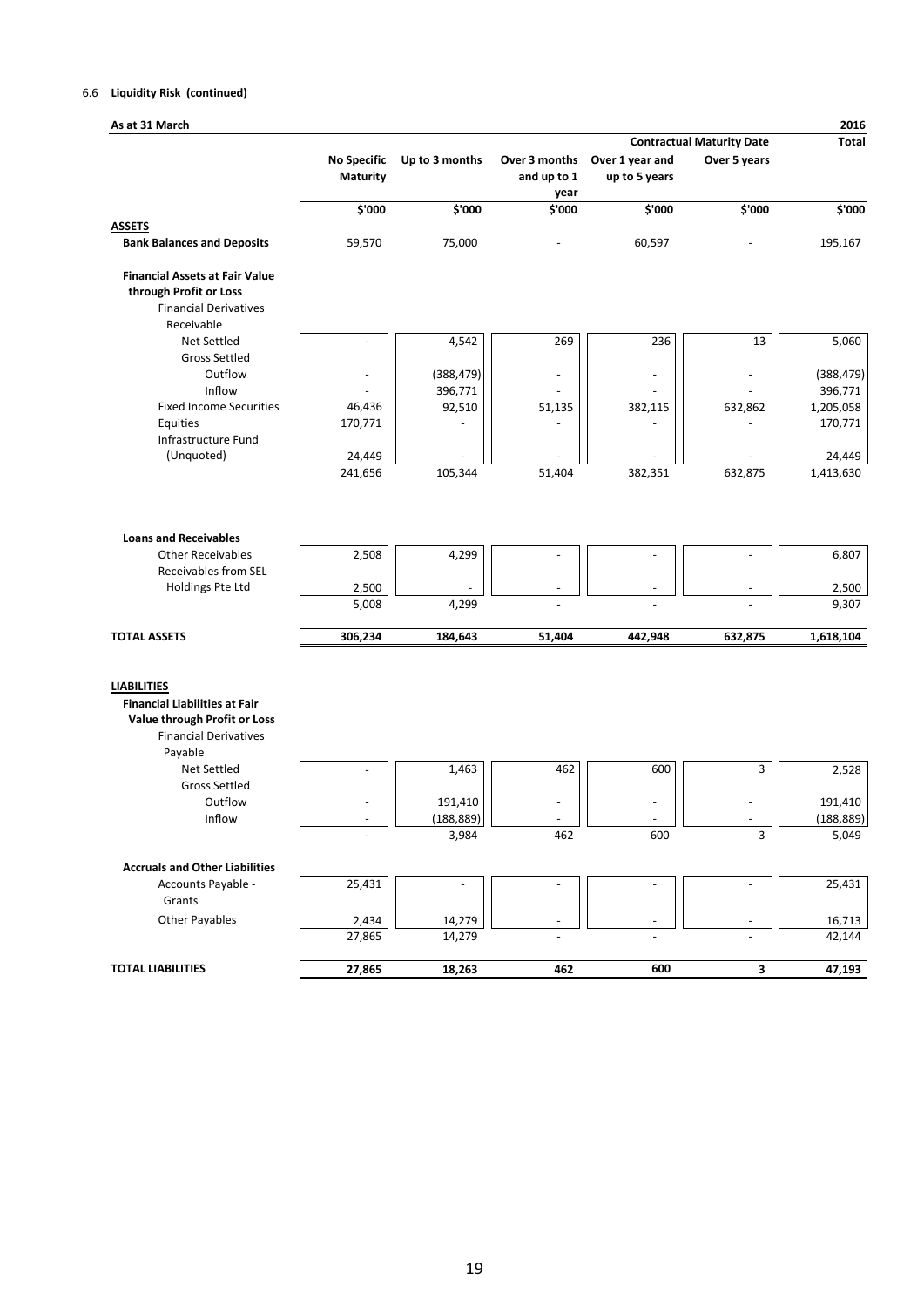6.6 **Liquidity Risk (continued)**

**As at 31 March** **2016**

| | | | | Contractual Maturity Date | | Total |
|---|---|---|---|---|---|---|
| | No Specific Maturity | Up to 3 months | Over 3 months and up to 1 year | Over 1 year and up to 5 years | Over 5 years | |
| | $'000 | $'000 | $'000 | $'000 | $'000 | $'000 |
| **ASSETS** | | | | | | |
| **Bank Balances and Deposits** | 59,570 | 75,000 | - | 60,597 | - | 195,167 |
| **Financial Assets at Fair Value through Profit or Loss** | | | | | | |
| Financial Derivatives Receivable | | | | | | |
| Net Settled | - | 4,542 | 269 | 236 | 13 | 5,060 |
| Gross Settled | | | | | | |
| Outflow | - | (388,479) | - | - | - | (388,479) |
| Inflow | - | 396,771 | - | - | - | 396,771 |
| Fixed Income Securities | 46,436 | 92,510 | 51,135 | 382,115 | 632,862 | 1,205,058 |
| Equities | 170,771 | - | - | - | - | 170,771 |
| Infrastructure Fund (Unquoted) | 24,449 | - | - | - | - | 24,449 |
| | 241,656 | 105,344 | 51,404 | 382,351 | 632,875 | 1,413,630 |
| **Loans and Receivables** | | | | | | |
| Other Receivables | 2,508 | 4,299 | - | - | - | 6,807 |
| Receivables from SEL Holdings Pte Ltd | 2,500 | - | - | - | - | 2,500 |
| | 5,008 | 4,299 | - | - | - | 9,307 |
| **TOTAL ASSETS** | **306,234** | **184,643** | **51,404** | **442,948** | **632,875** | **1,618,104** |
| **LIABILITIES** | | | | | | |
| **Financial Liabilities at Fair Value through Profit or Loss** | | | | | | |
| Financial Derivatives Payable | | | | | | |
| Net Settled | - | 1,463 | 462 | 600 | 3 | 2,528 |
| Gross Settled | | | | | | |
| Outflow | - | 191,410 | - | - | - | 191,410 |
| Inflow | - | (188,889) | - | - | - | (188,889) |
| | - | 3,984 | 462 | 600 | 3 | 5,049 |
| **Accruals and Other Liabilities** | | | | | | |
| Accounts Payable - Grants | 25,431 | - | - | - | - | 25,431 |
| Other Payables | 2,434 | 14,279 | - | - | - | 16,713 |
| | 27,865 | 14,279 | - | - | - | 42,144 |
| **TOTAL LIABILITIES** | **27,865** | **18,263** | **462** | **600** | **3** | **47,193** |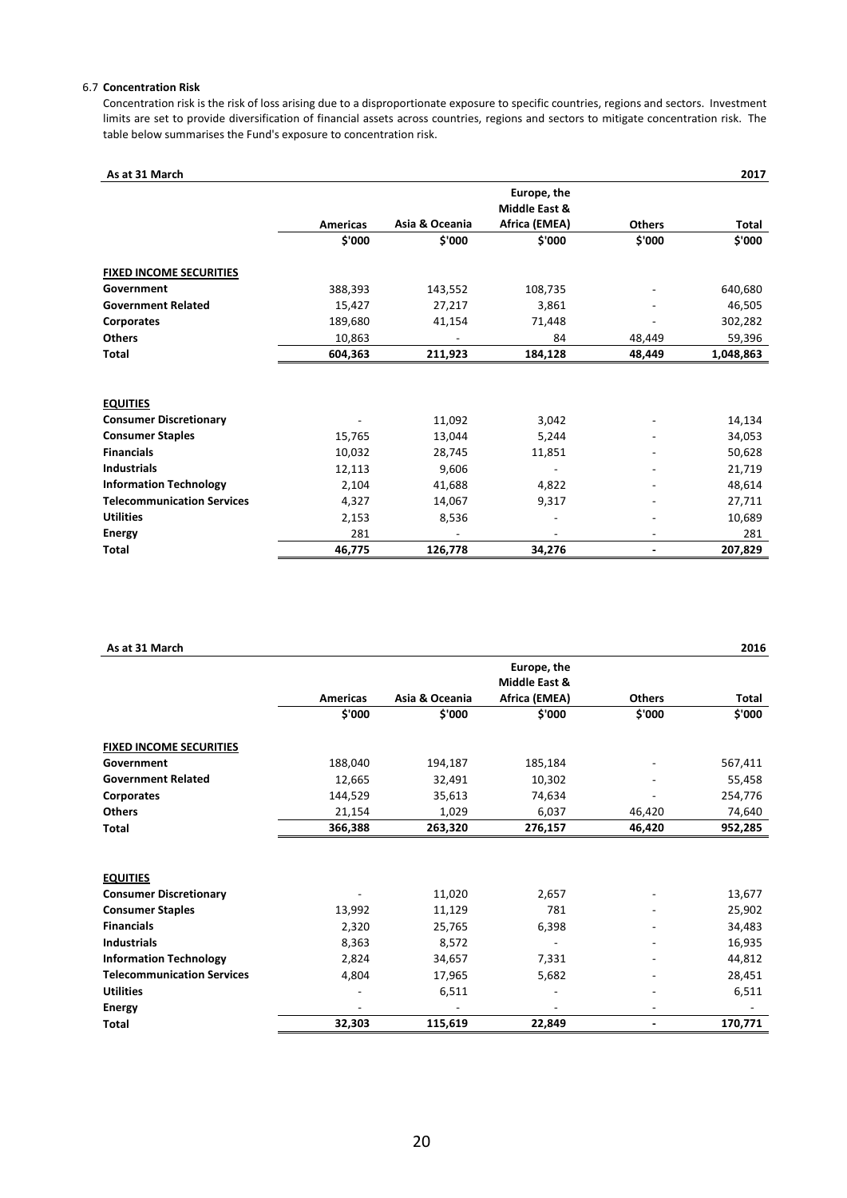### 6.7 Concentration Risk

Concentration risk is the risk of loss arising due to a disproportionate exposure to specific countries, regions and sectors. Investment limits are set to provide diversification of financial assets across countries, regions and sectors to mitigate concentration risk. The table below summarises the Fund's exposure to concentration risk.

| As at 31 March | | | | | 2017 |
|---|---|---|---|---|---|
| | **Americas** | **Asia & Oceania** | **Europe, the Middle East & Africa (EMEA)** | **Others** | **Total** |
| | **$'000** | **$'000** | **$'000** | **$'000** | **$'000** |
| **FIXED INCOME SECURITIES** | | | | | |
| **Government** | 388,393 | 143,552 | 108,735 | - | 640,680 |
| **Government Related** | 15,427 | 27,217 | 3,861 | - | 46,505 |
| **Corporates** | 189,680 | 41,154 | 71,448 | - | 302,282 |
| **Others** | 10,863 | - | 84 | 48,449 | 59,396 |
| **Total** | **604,363** | **211,923** | **184,128** | **48,449** | **1,048,863** |
| **EQUITIES** | | | | | |
| **Consumer Discretionary** | - | 11,092 | 3,042 | - | 14,134 |
| **Consumer Staples** | 15,765 | 13,044 | 5,244 | - | 34,053 |
| **Financials** | 10,032 | 28,745 | 11,851 | - | 50,628 |
| **Industrials** | 12,113 | 9,606 | - | - | 21,719 |
| **Information Technology** | 2,104 | 41,688 | 4,822 | - | 48,614 |
| **Telecommunication Services** | 4,327 | 14,067 | 9,317 | - | 27,711 |
| **Utilities** | 2,153 | 8,536 | - | - | 10,689 |
| **Energy** | 281 | - | - | - | 281 |
| **Total** | **46,775** | **126,778** | **34,276** | **-** | **207,829** |

| As at 31 March | | | | | 2016 |
|---|---|---|---|---|---|
| | **Americas** | **Asia & Oceania** | **Europe, the Middle East & Africa (EMEA)** | **Others** | **Total** |
| | **$'000** | **$'000** | **$'000** | **$'000** | **$'000** |
| **FIXED INCOME SECURITIES** | | | | | |
| **Government** | 188,040 | 194,187 | 185,184 | - | 567,411 |
| **Government Related** | 12,665 | 32,491 | 10,302 | - | 55,458 |
| **Corporates** | 144,529 | 35,613 | 74,634 | - | 254,776 |
| **Others** | 21,154 | 1,029 | 6,037 | 46,420 | 74,640 |
| **Total** | **366,388** | **263,320** | **276,157** | **46,420** | **952,285** |
| **EQUITIES** | | | | | |
| **Consumer Discretionary** | - | 11,020 | 2,657 | - | 13,677 |
| **Consumer Staples** | 13,992 | 11,129 | 781 | - | 25,902 |
| **Financials** | 2,320 | 25,765 | 6,398 | - | 34,483 |
| **Industrials** | 8,363 | 8,572 | - | - | 16,935 |
| **Information Technology** | 2,824 | 34,657 | 7,331 | - | 44,812 |
| **Telecommunication Services** | 4,804 | 17,965 | 5,682 | - | 28,451 |
| **Utilities** | - | 6,511 | - | - | 6,511 |
| **Energy** | - | - | - | - | - |
| **Total** | **32,303** | **115,619** | **22,849** | **-** | **170,771** |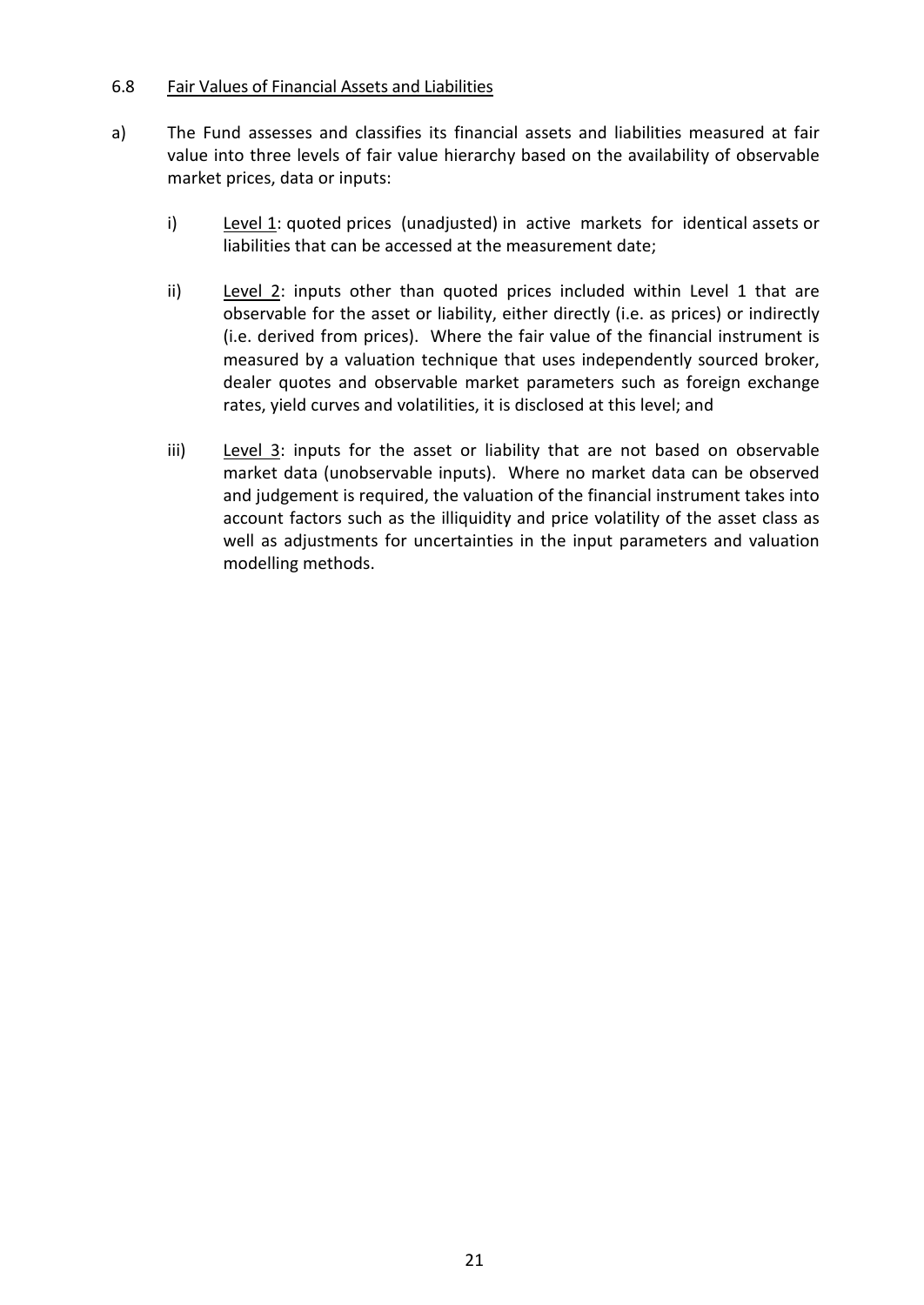6.8 <u>Fair Values of Financial Assets and Liabilities</u>

a) The Fund assesses and classifies its financial assets and liabilities measured at fair value into three levels of fair value hierarchy based on the availability of observable market prices, data or inputs:

i) <u>Level 1</u>: quoted prices (unadjusted) in active markets for identical assets or liabilities that can be accessed at the measurement date;

ii) <u>Level 2</u>: inputs other than quoted prices included within Level 1 that are observable for the asset or liability, either directly (i.e. as prices) or indirectly (i.e. derived from prices). Where the fair value of the financial instrument is measured by a valuation technique that uses independently sourced broker, dealer quotes and observable market parameters such as foreign exchange rates, yield curves and volatilities, it is disclosed at this level; and

iii) <u>Level 3</u>: inputs for the asset or liability that are not based on observable market data (unobservable inputs). Where no market data can be observed and judgement is required, the valuation of the financial instrument takes into account factors such as the illiquidity and price volatility of the asset class as well as adjustments for uncertainties in the input parameters and valuation modelling methods.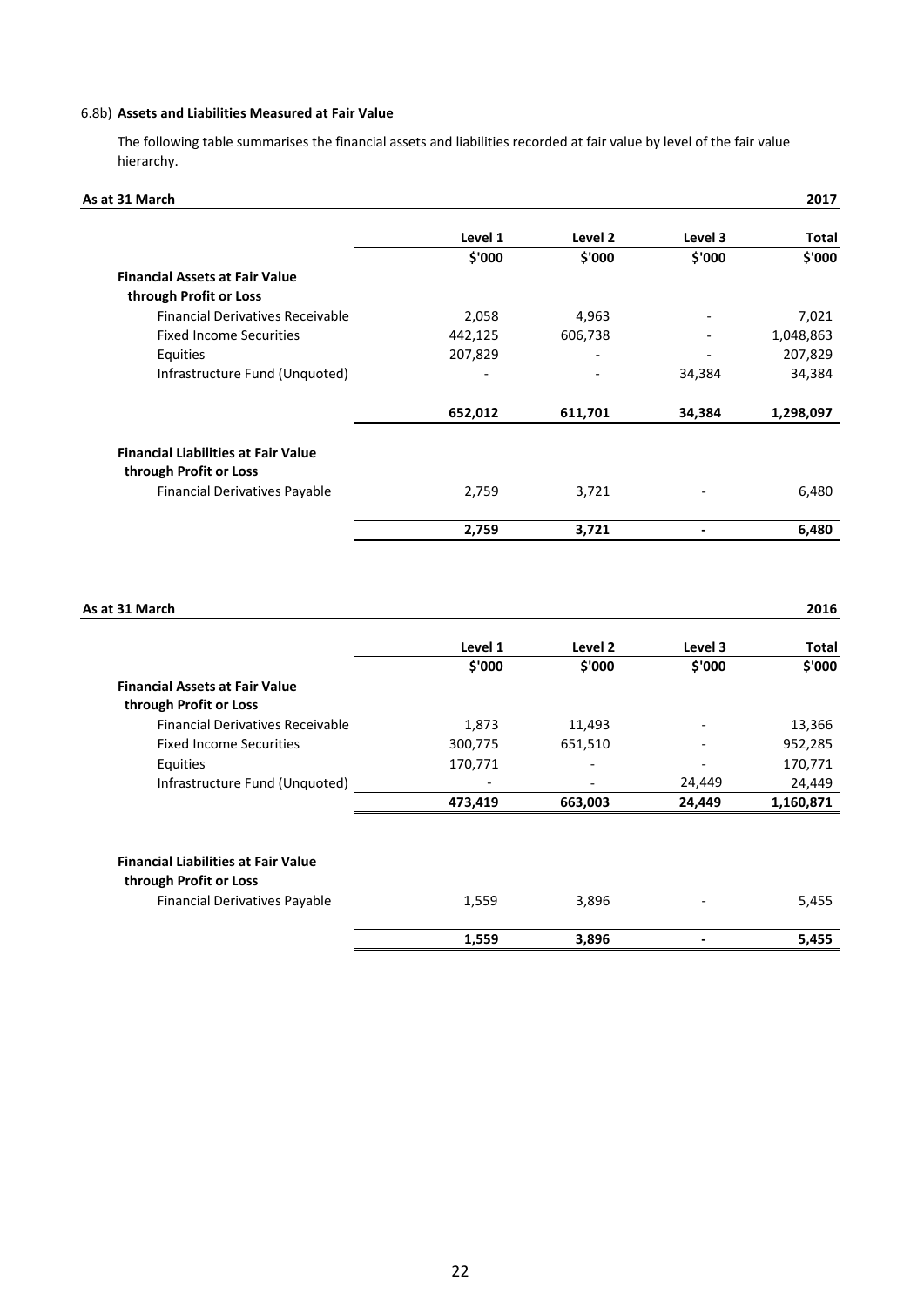6.8b) **Assets and Liabilities Measured at Fair Value**

The following table summarises the financial assets and liabilities recorded at fair value by level of the fair value hierarchy.

**As at 31 March** **2017**

| | Level 1 | Level 2 | Level 3 | Total |
|---|---|---|---|---|
| | $'000 | $'000 | $'000 | $'000 |
| **Financial Assets at Fair Value through Profit or Loss** | | | | |
| Financial Derivatives Receivable | 2,058 | 4,963 | - | 7,021 |
| Fixed Income Securities | 442,125 | 606,738 | - | 1,048,863 |
| Equities | 207,829 | - | - | 207,829 |
| Infrastructure Fund (Unquoted) | - | - | 34,384 | 34,384 |
| | **652,012** | **611,701** | **34,384** | **1,298,097** |
| **Financial Liabilities at Fair Value through Profit or Loss** | | | | |
| Financial Derivatives Payable | 2,759 | 3,721 | - | 6,480 |
| | **2,759** | **3,721** | **-** | **6,480** |

**As at 31 March** **2016**

| | Level 1 | Level 2 | Level 3 | Total |
|---|---|---|---|---|
| | $'000 | $'000 | $'000 | $'000 |
| **Financial Assets at Fair Value through Profit or Loss** | | | | |
| Financial Derivatives Receivable | 1,873 | 11,493 | - | 13,366 |
| Fixed Income Securities | 300,775 | 651,510 | - | 952,285 |
| Equities | 170,771 | - | - | 170,771 |
| Infrastructure Fund (Unquoted) | - | - | 24,449 | 24,449 |
| | **473,419** | **663,003** | **24,449** | **1,160,871** |
| **Financial Liabilities at Fair Value through Profit or Loss** | | | | |
| Financial Derivatives Payable | 1,559 | 3,896 | - | 5,455 |
| | **1,559** | **3,896** | **-** | **5,455** |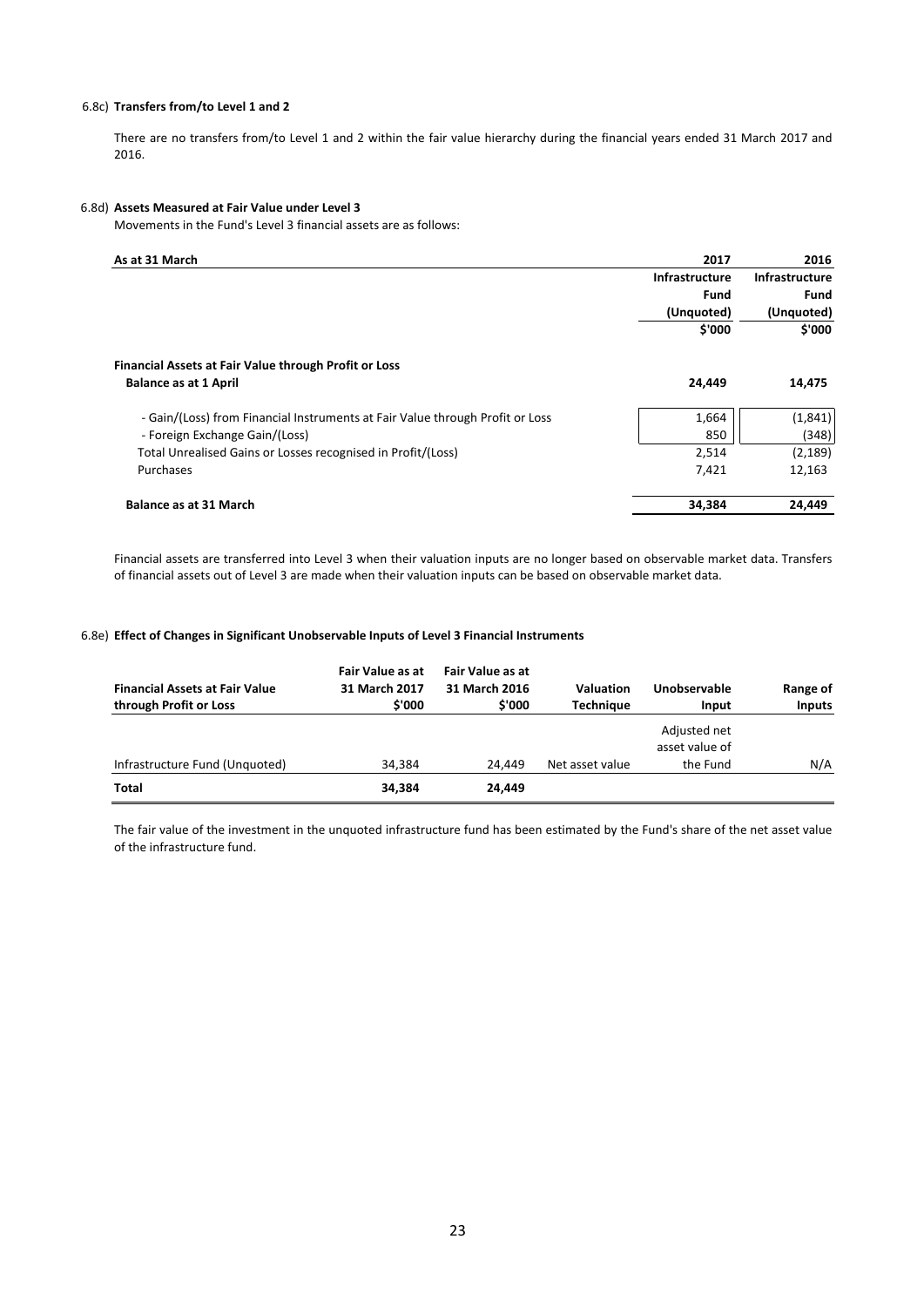#### 6.8c) Transfers from/to Level 1 and 2

There are no transfers from/to Level 1 and 2 within the fair value hierarchy during the financial years ended 31 March 2017 and 2016.

#### 6.8d) Assets Measured at Fair Value under Level 3

Movements in the Fund's Level 3 financial assets are as follows:

| As at 31 March | 2017 | 2016 |
|---|---|---|
| | Infrastructure Fund (Unquoted) | Infrastructure Fund (Unquoted) |
| | $'000 | $'000 |
| **Financial Assets at Fair Value through Profit or Loss** | | |
| **Balance as at 1 April** | **24,449** | **14,475** |
| - Gain/(Loss) from Financial Instruments at Fair Value through Profit or Loss | 1,664 | (1,841) |
| - Foreign Exchange Gain/(Loss) | 850 | (348) |
| Total Unrealised Gains or Losses recognised in Profit/(Loss) | 2,514 | (2,189) |
| Purchases | 7,421 | 12,163 |
| **Balance as at 31 March** | **34,384** | **24,449** |

Financial assets are transferred into Level 3 when their valuation inputs are no longer based on observable market data. Transfers of financial assets out of Level 3 are made when their valuation inputs can be based on observable market data.

#### 6.8e) Effect of Changes in Significant Unobservable Inputs of Level 3 Financial Instruments

| Financial Assets at Fair Value through Profit or Loss | Fair Value as at 31 March 2017 $'000 | Fair Value as at 31 March 2016 $'000 | Valuation Technique | Unobservable Input | Range of Inputs |
|---|---|---|---|---|---|
| Infrastructure Fund (Unquoted) | 34,384 | 24,449 | Net asset value | Adjusted net asset value of the Fund | N/A |
| **Total** | **34,384** | **24,449** | | | |

The fair value of the investment in the unquoted infrastructure fund has been estimated by the Fund's share of the net asset value of the infrastructure fund.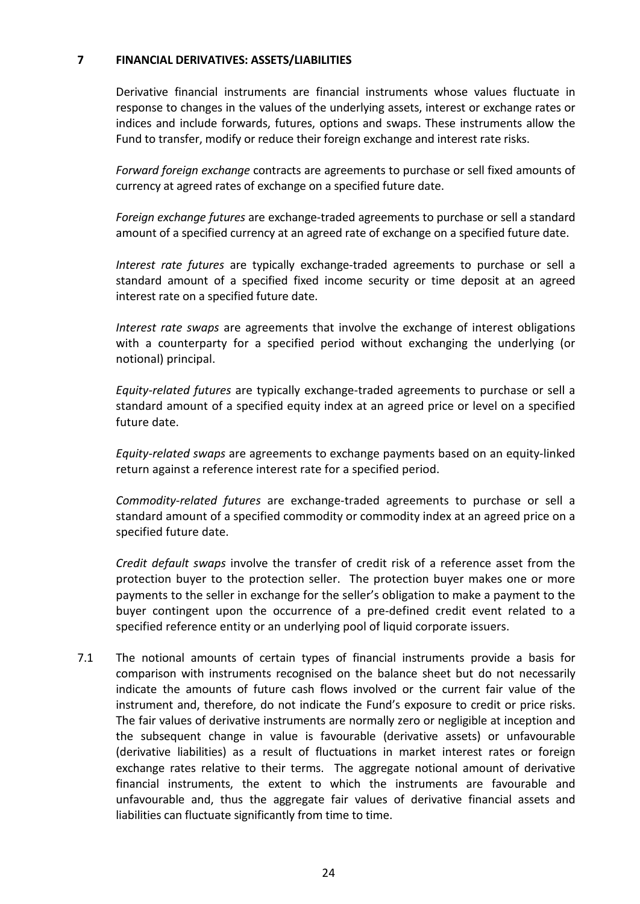## 7 FINANCIAL DERIVATIVES: ASSETS/LIABILITIES

Derivative financial instruments are financial instruments whose values fluctuate in response to changes in the values of the underlying assets, interest or exchange rates or indices and include forwards, futures, options and swaps. These instruments allow the Fund to transfer, modify or reduce their foreign exchange and interest rate risks.

*Forward foreign exchange* contracts are agreements to purchase or sell fixed amounts of currency at agreed rates of exchange on a specified future date.

*Foreign exchange futures* are exchange-traded agreements to purchase or sell a standard amount of a specified currency at an agreed rate of exchange on a specified future date.

*Interest rate futures* are typically exchange-traded agreements to purchase or sell a standard amount of a specified fixed income security or time deposit at an agreed interest rate on a specified future date.

*Interest rate swaps* are agreements that involve the exchange of interest obligations with a counterparty for a specified period without exchanging the underlying (or notional) principal.

*Equity-related futures* are typically exchange-traded agreements to purchase or sell a standard amount of a specified equity index at an agreed price or level on a specified future date.

*Equity-related swaps* are agreements to exchange payments based on an equity-linked return against a reference interest rate for a specified period.

*Commodity-related futures* are exchange-traded agreements to purchase or sell a standard amount of a specified commodity or commodity index at an agreed price on a specified future date.

*Credit default swaps* involve the transfer of credit risk of a reference asset from the protection buyer to the protection seller. The protection buyer makes one or more payments to the seller in exchange for the seller's obligation to make a payment to the buyer contingent upon the occurrence of a pre-defined credit event related to a specified reference entity or an underlying pool of liquid corporate issuers.

7.1 The notional amounts of certain types of financial instruments provide a basis for comparison with instruments recognised on the balance sheet but do not necessarily indicate the amounts of future cash flows involved or the current fair value of the instrument and, therefore, do not indicate the Fund's exposure to credit or price risks. The fair values of derivative instruments are normally zero or negligible at inception and the subsequent change in value is favourable (derivative assets) or unfavourable (derivative liabilities) as a result of fluctuations in market interest rates or foreign exchange rates relative to their terms. The aggregate notional amount of derivative financial instruments, the extent to which the instruments are favourable and unfavourable and, thus the aggregate fair values of derivative financial assets and liabilities can fluctuate significantly from time to time.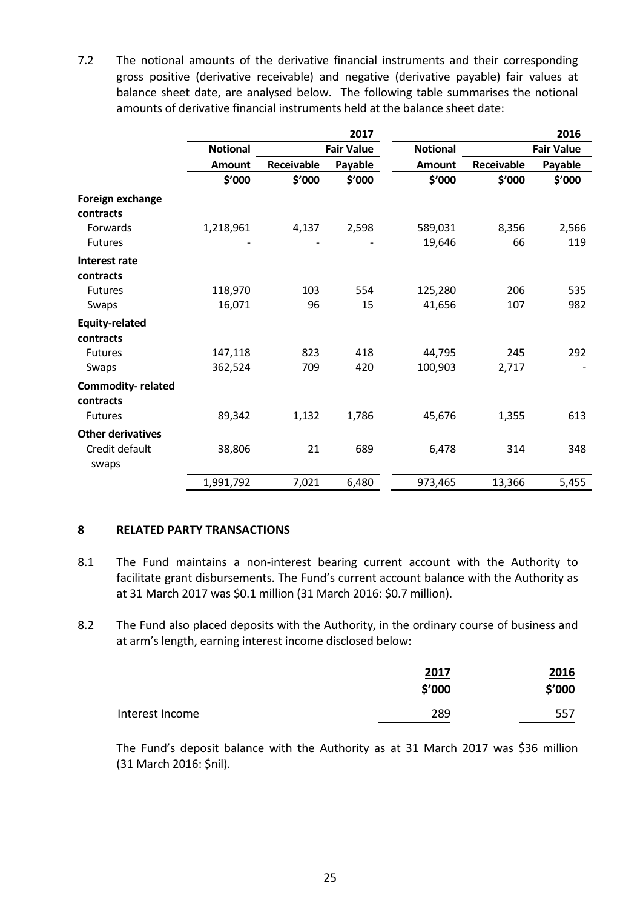7.2 The notional amounts of the derivative financial instruments and their corresponding gross positive (derivative receivable) and negative (derivative payable) fair values at balance sheet date, are analysed below. The following table summarises the notional amounts of derivative financial instruments held at the balance sheet date:

| | 2017 | | | 2016 | | |
|---|---|---|---|---|---|---|
| | Notional | Fair Value | | Notional | Fair Value | |
| | Amount | Receivable | Payable | Amount | Receivable | Payable |
| | $'000 | $'000 | $'000 | $'000 | $'000 | $'000 |
| **Foreign exchange contracts** | | | | | | |
| Forwards | 1,218,961 | 4,137 | 2,598 | 589,031 | 8,356 | 2,566 |
| Futures | - | - | - | 19,646 | 66 | 119 |
| **Interest rate contracts** | | | | | | |
| Futures | 118,970 | 103 | 554 | 125,280 | 206 | 535 |
| Swaps | 16,071 | 96 | 15 | 41,656 | 107 | 982 |
| **Equity-related contracts** | | | | | | |
| Futures | 147,118 | 823 | 418 | 44,795 | 245 | 292 |
| Swaps | 362,524 | 709 | 420 | 100,903 | 2,717 | - |
| **Commodity- related contracts** | | | | | | |
| Futures | 89,342 | 1,132 | 1,786 | 45,676 | 1,355 | 613 |
| **Other derivatives** | | | | | | |
| Credit default swaps | 38,806 | 21 | 689 | 6,478 | 314 | 348 |
| | 1,991,792 | 7,021 | 6,480 | 973,465 | 13,366 | 5,455 |

## 8 RELATED PARTY TRANSACTIONS

8.1 The Fund maintains a non-interest bearing current account with the Authority to facilitate grant disbursements. The Fund's current account balance with the Authority as at 31 March 2017 was $0.1 million (31 March 2016: $0.7 million).

8.2 The Fund also placed deposits with the Authority, in the ordinary course of business and at arm's length, earning interest income disclosed below:

| | 2017 | 2016 |
|---|---|---|
| | $'000 | $'000 |
| Interest Income | 289 | 557 |

The Fund's deposit balance with the Authority as at 31 March 2017 was $36 million (31 March 2016: $nil).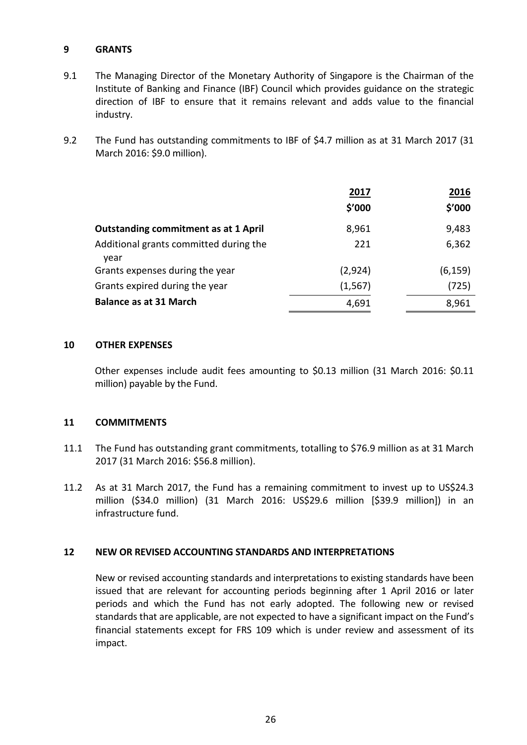## 9 GRANTS

9.1 The Managing Director of the Monetary Authority of Singapore is the Chairman of the Institute of Banking and Finance (IBF) Council which provides guidance on the strategic direction of IBF to ensure that it remains relevant and adds value to the financial industry.

9.2 The Fund has outstanding commitments to IBF of $4.7 million as at 31 March 2017 (31 March 2016: $9.0 million).

| | 2017<br>$'000 | 2016<br>$'000 |
|---|---|---|
| **Outstanding commitment as at 1 April** | 8,961 | 9,483 |
| Additional grants committed during the year | 221 | 6,362 |
| Grants expenses during the year | (2,924) | (6,159) |
| Grants expired during the year | (1,567) | (725) |
| **Balance as at 31 March** | 4,691 | 8,961 |

## 10 OTHER EXPENSES

Other expenses include audit fees amounting to $0.13 million (31 March 2016: $0.11 million) payable by the Fund.

## 11 COMMITMENTS

11.1 The Fund has outstanding grant commitments, totalling to $76.9 million as at 31 March 2017 (31 March 2016: $56.8 million).

11.2 As at 31 March 2017, the Fund has a remaining commitment to invest up to US$24.3 million ($34.0 million) (31 March 2016: US$29.6 million [$39.9 million]) in an infrastructure fund.

## 12 NEW OR REVISED ACCOUNTING STANDARDS AND INTERPRETATIONS

New or revised accounting standards and interpretations to existing standards have been issued that are relevant for accounting periods beginning after 1 April 2016 or later periods and which the Fund has not early adopted. The following new or revised standards that are applicable, are not expected to have a significant impact on the Fund's financial statements except for FRS 109 which is under review and assessment of its impact.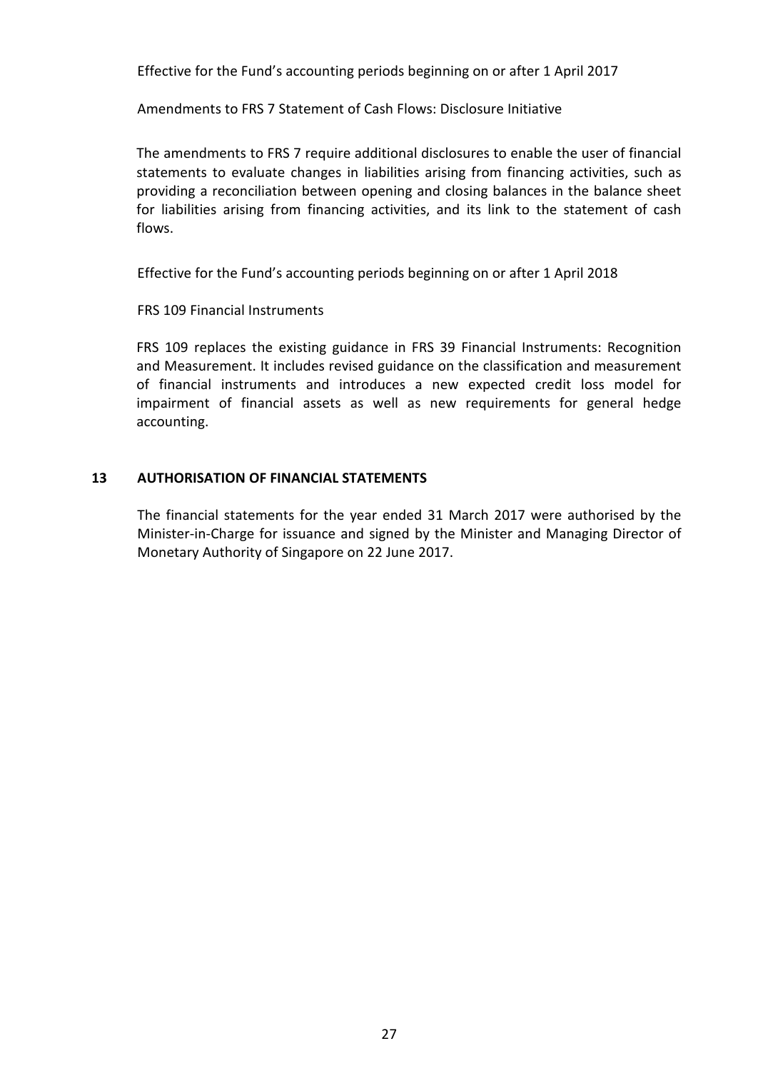Effective for the Fund's accounting periods beginning on or after 1 April 2017

Amendments to FRS 7 Statement of Cash Flows: Disclosure Initiative

The amendments to FRS 7 require additional disclosures to enable the user of financial statements to evaluate changes in liabilities arising from financing activities, such as providing a reconciliation between opening and closing balances in the balance sheet for liabilities arising from financing activities, and its link to the statement of cash flows.

Effective for the Fund's accounting periods beginning on or after 1 April 2018

FRS 109 Financial Instruments

FRS 109 replaces the existing guidance in FRS 39 Financial Instruments: Recognition and Measurement. It includes revised guidance on the classification and measurement of financial instruments and introduces a new expected credit loss model for impairment of financial assets as well as new requirements for general hedge accounting.

## 13 AUTHORISATION OF FINANCIAL STATEMENTS

The financial statements for the year ended 31 March 2017 were authorised by the Minister-in-Charge for issuance and signed by the Minister and Managing Director of Monetary Authority of Singapore on 22 June 2017.